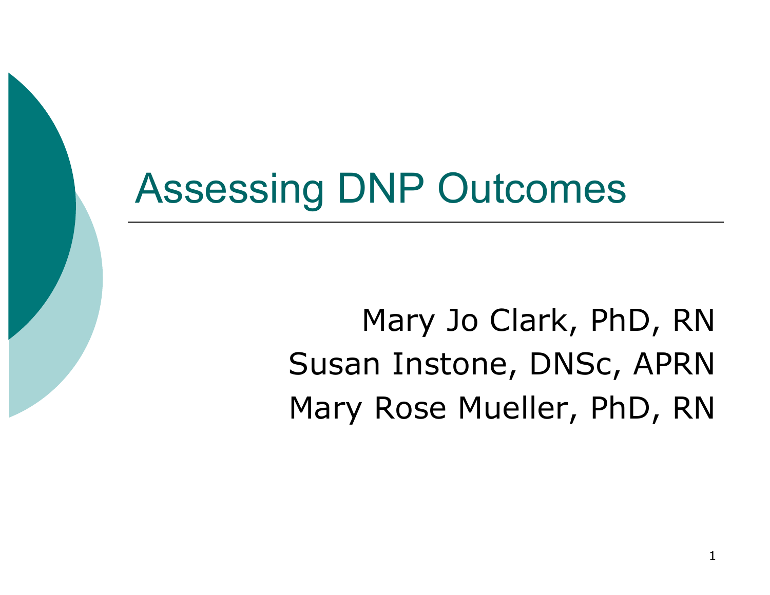# Assessing DNP Outcomes

Mary Jo Clark, PhD, RN
Susan Instone, DNSc, APRN
Mary Rose Mueller, PhD, RN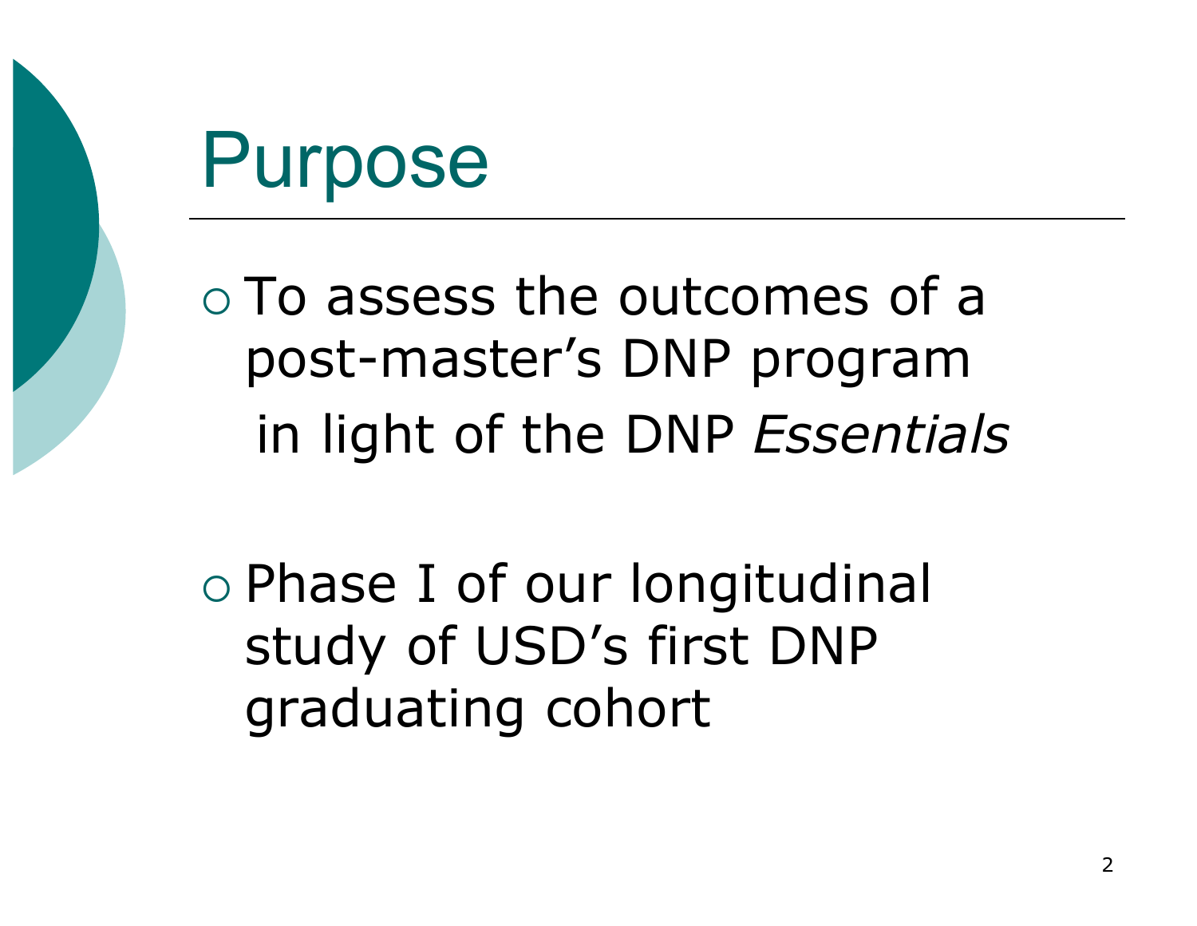# Purpose

- To assess the outcomes of a post-master's DNP program in light of the DNP *Essentials*

- Phase I of our longitudinal study of USD's first DNP graduating cohort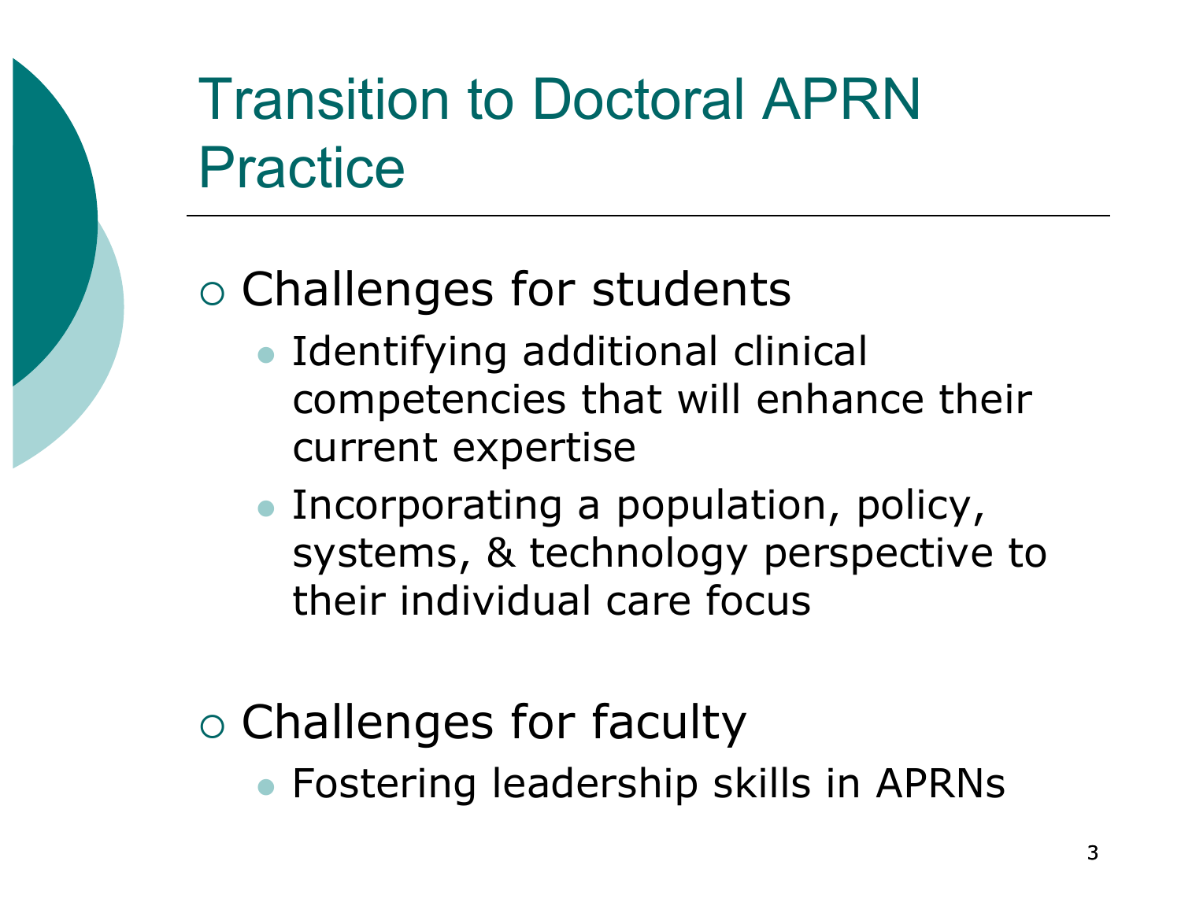# Transition to Doctoral APRN Practice

- Challenges for students
  - Identifying additional clinical competencies that will enhance their current expertise
  - Incorporating a population, policy, systems, & technology perspective to their individual care focus

- Challenges for faculty
  - Fostering leadership skills in APRNs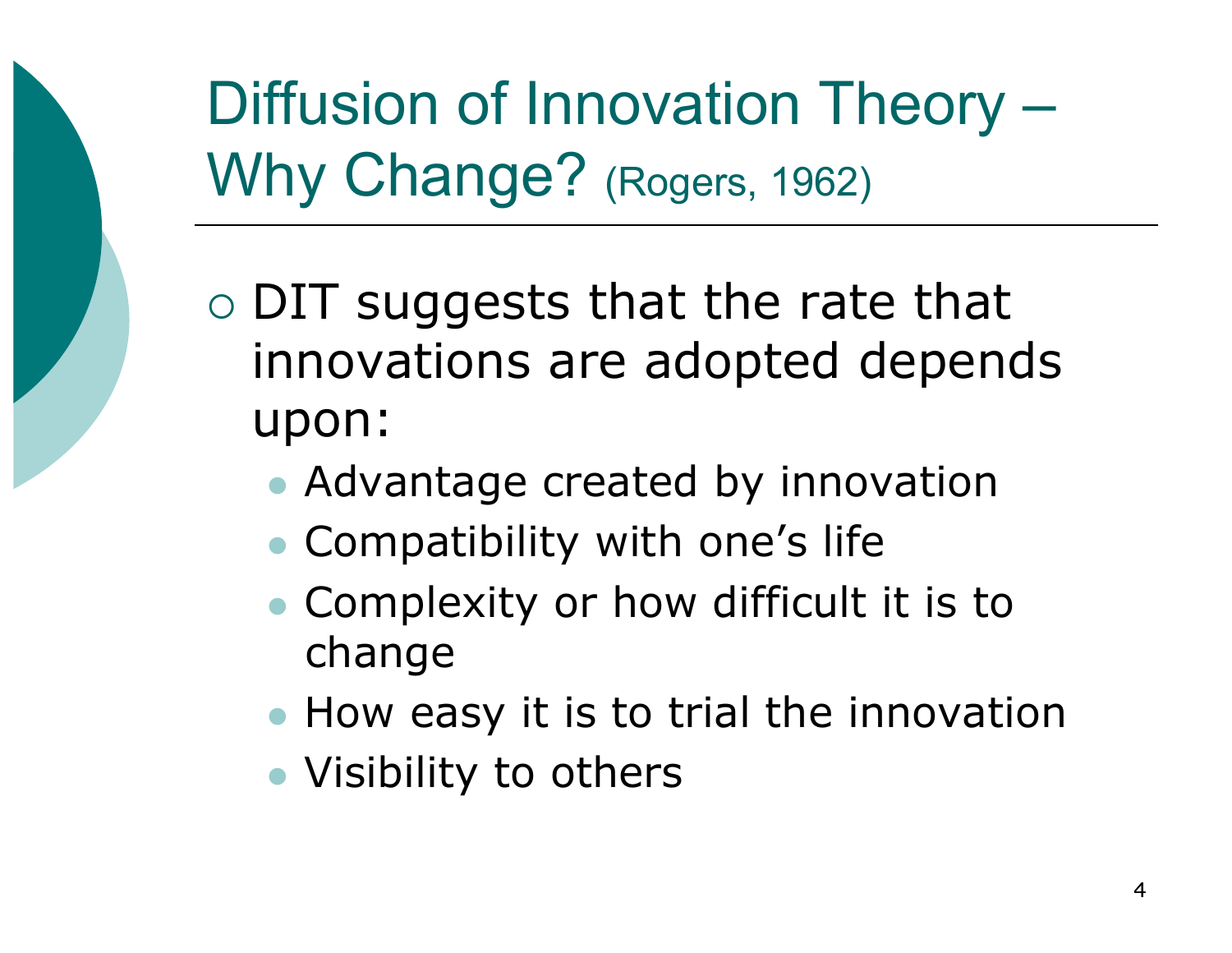# Diffusion of Innovation Theory – Why Change? (Rogers, 1962)

- DIT suggests that the rate that innovations are adopted depends upon:
  - Advantage created by innovation
  - Compatibility with one's life
  - Complexity or how difficult it is to change
  - How easy it is to trial the innovation
  - Visibility to others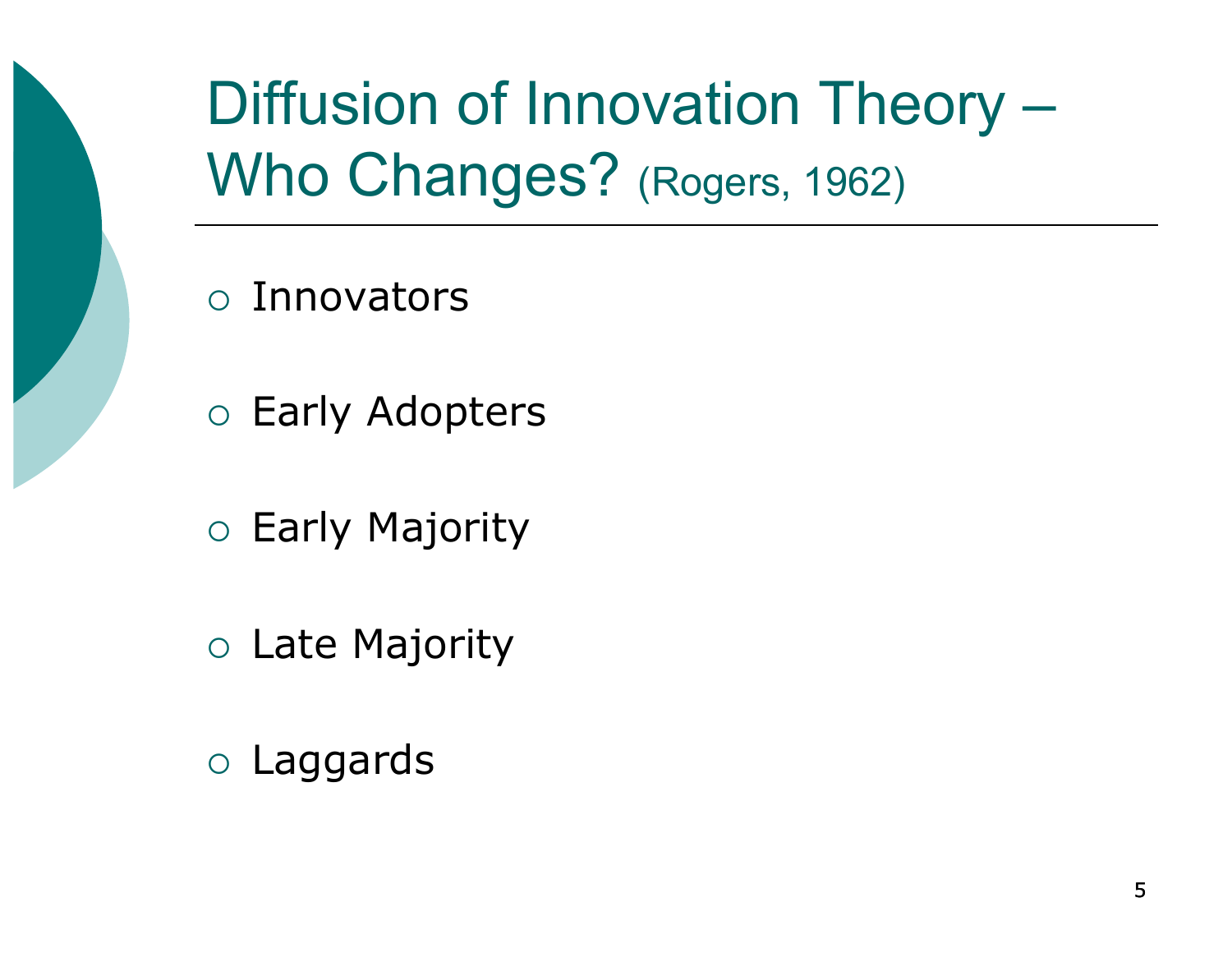# Diffusion of Innovation Theory – Who Changes? (Rogers, 1962)

- Innovators
- Early Adopters
- Early Majority
- Late Majority
- Laggards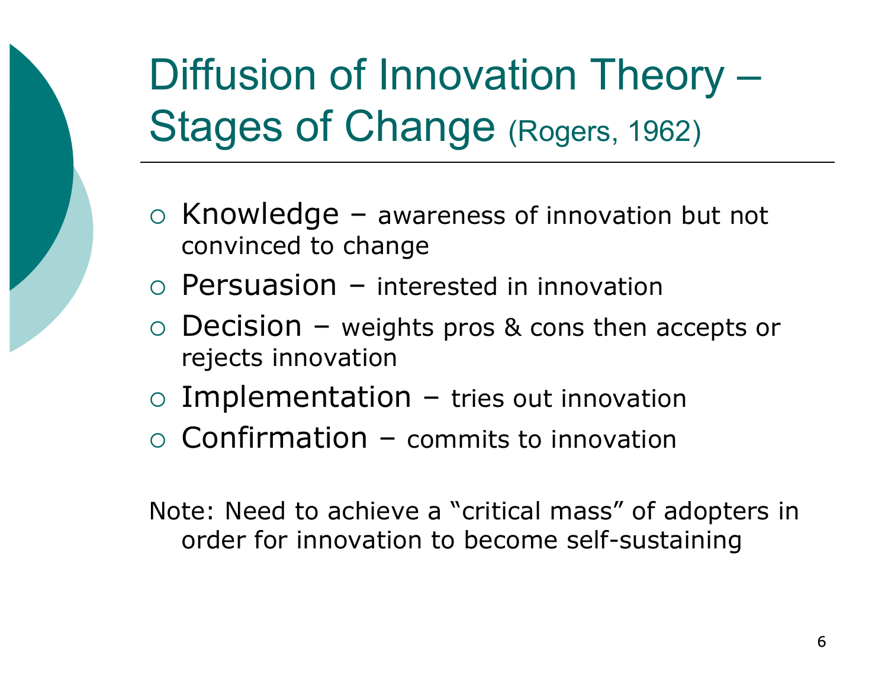# Diffusion of Innovation Theory – Stages of Change (Rogers, 1962)

- Knowledge – awareness of innovation but not convinced to change
- Persuasion – interested in innovation
- Decision – weights pros & cons then accepts or rejects innovation
- Implementation – tries out innovation
- Confirmation – commits to innovation

Note: Need to achieve a "critical mass" of adopters in order for innovation to become self-sustaining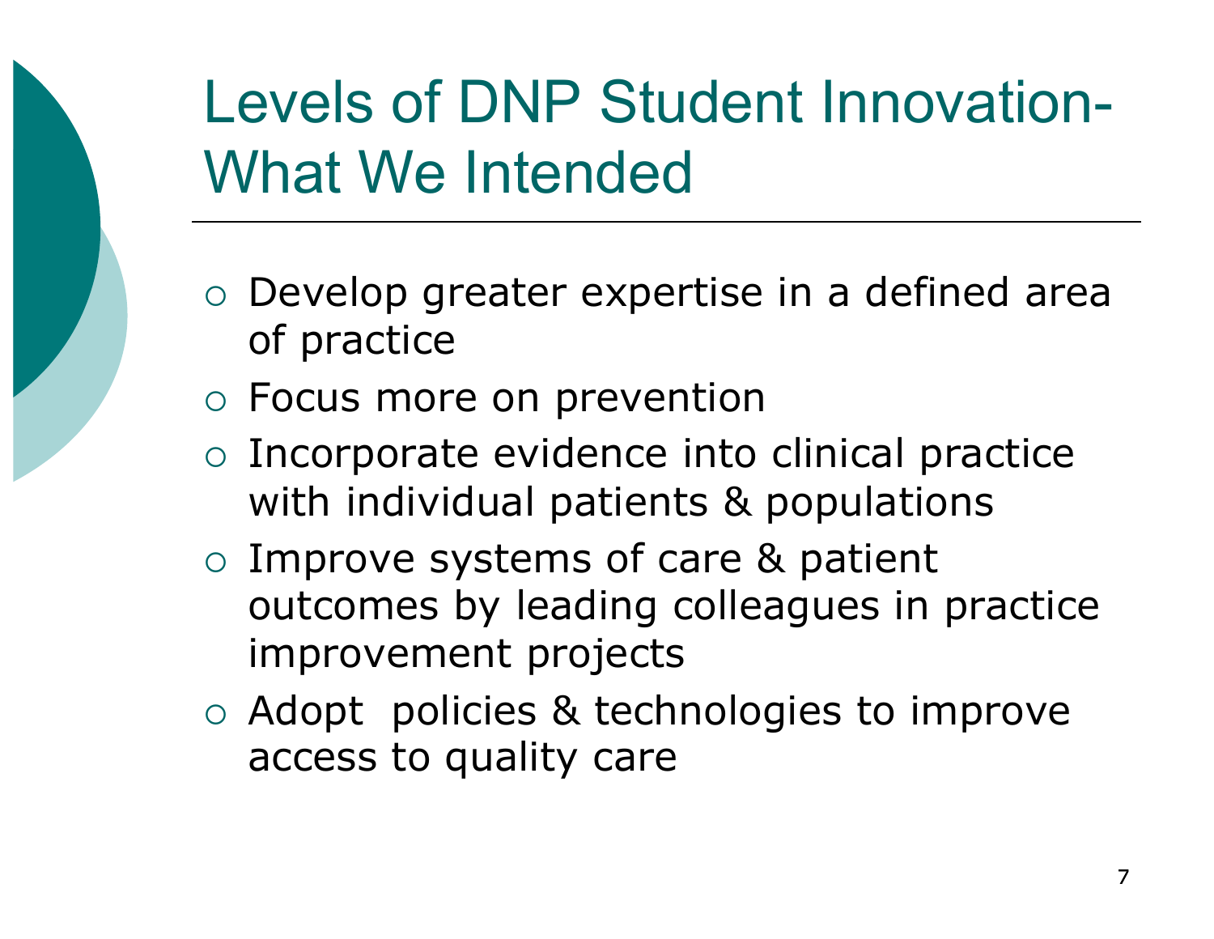# Levels of DNP Student Innovation- What We Intended

- Develop greater expertise in a defined area of practice
- Focus more on prevention
- Incorporate evidence into clinical practice with individual patients & populations
- Improve systems of care & patient outcomes by leading colleagues in practice improvement projects
- Adopt policies & technologies to improve access to quality care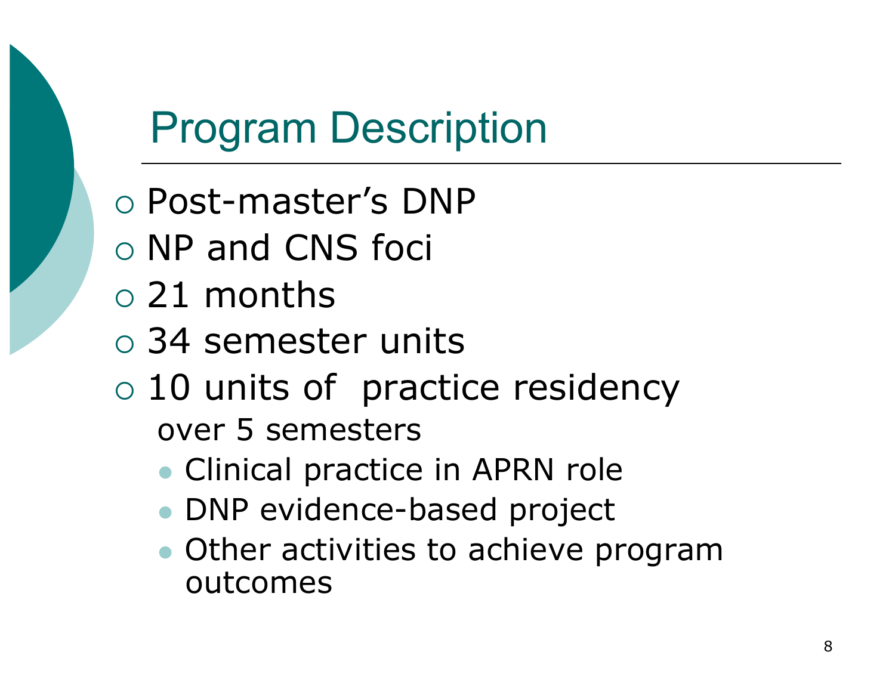# Program Description

- Post-master's DNP
- NP and CNS foci
- 21 months
- 34 semester units
- 10 units of practice residency over 5 semesters
  - Clinical practice in APRN role
  - DNP evidence-based project
  - Other activities to achieve program outcomes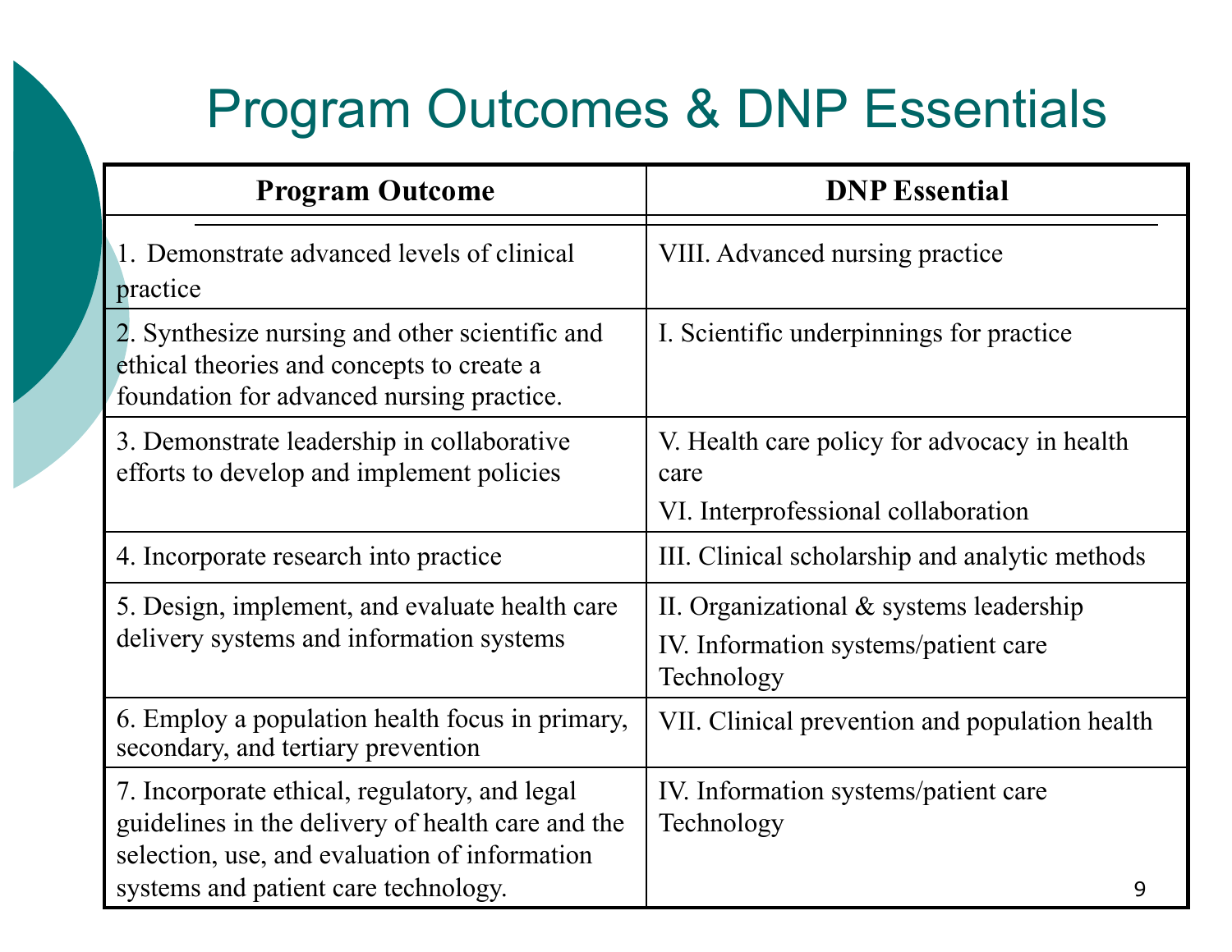# Program Outcomes & DNP Essentials

| Program Outcome | DNP Essential |
|---|---|
| 1. Demonstrate advanced levels of clinical practice | VIII. Advanced nursing practice |
| 2. Synthesize nursing and other scientific and ethical theories and concepts to create a foundation for advanced nursing practice. | I. Scientific underpinnings for practice |
| 3. Demonstrate leadership in collaborative efforts to develop and implement policies | V. Health care policy for advocacy in health care<br>VI. Interprofessional collaboration |
| 4. Incorporate research into practice | III. Clinical scholarship and analytic methods |
| 5. Design, implement, and evaluate health care delivery systems and information systems | II. Organizational & systems leadership<br>IV. Information systems/patient care Technology |
| 6. Employ a population health focus in primary, secondary, and tertiary prevention | VII. Clinical prevention and population health |
| 7. Incorporate ethical, regulatory, and legal guidelines in the delivery of health care and the selection, use, and evaluation of information systems and patient care technology. | IV. Information systems/patient care Technology |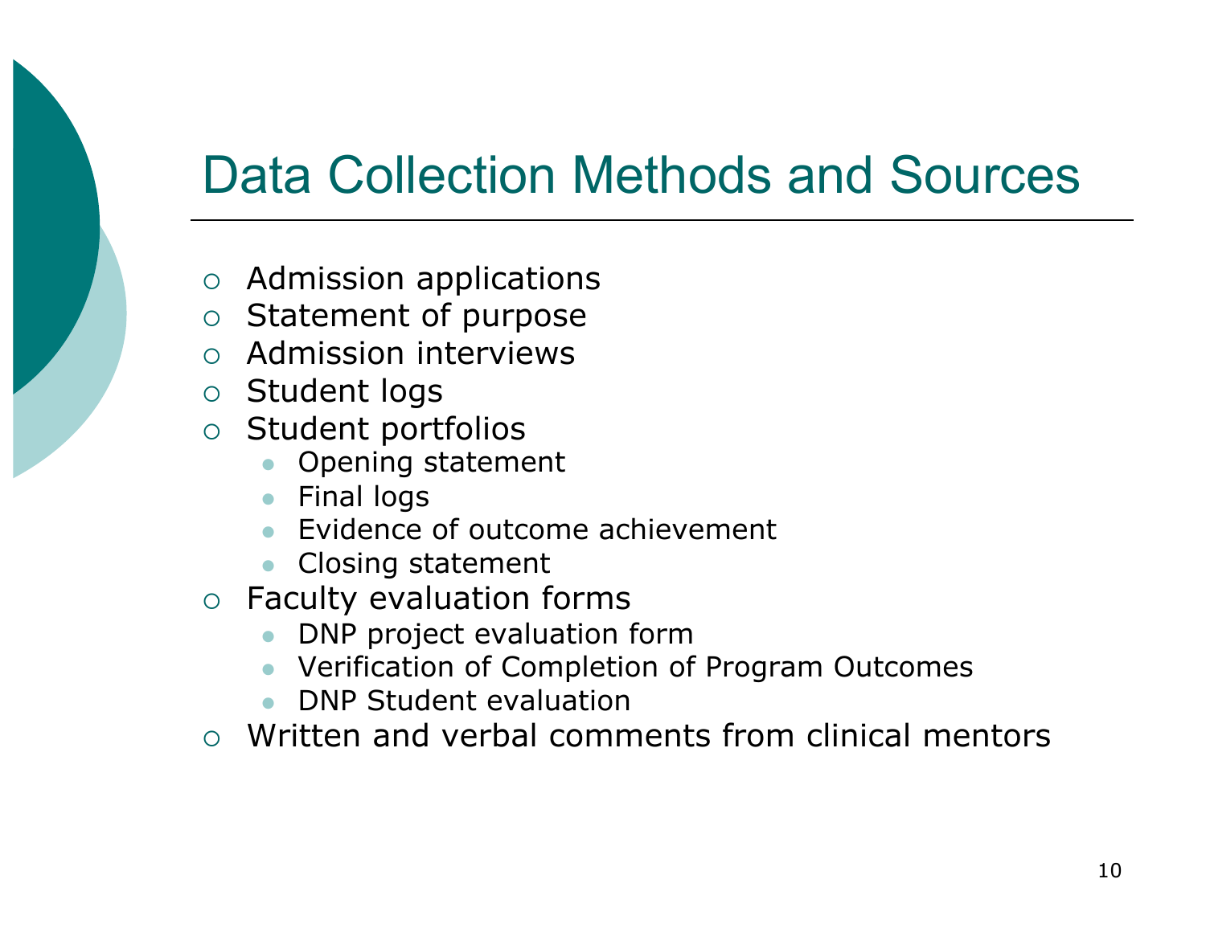# Data Collection Methods and Sources

- Admission applications
- Statement of purpose
- Admission interviews
- Student logs
- Student portfolios
  - Opening statement
  - Final logs
  - Evidence of outcome achievement
  - Closing statement
- Faculty evaluation forms
  - DNP project evaluation form
  - Verification of Completion of Program Outcomes
  - DNP Student evaluation
- Written and verbal comments from clinical mentors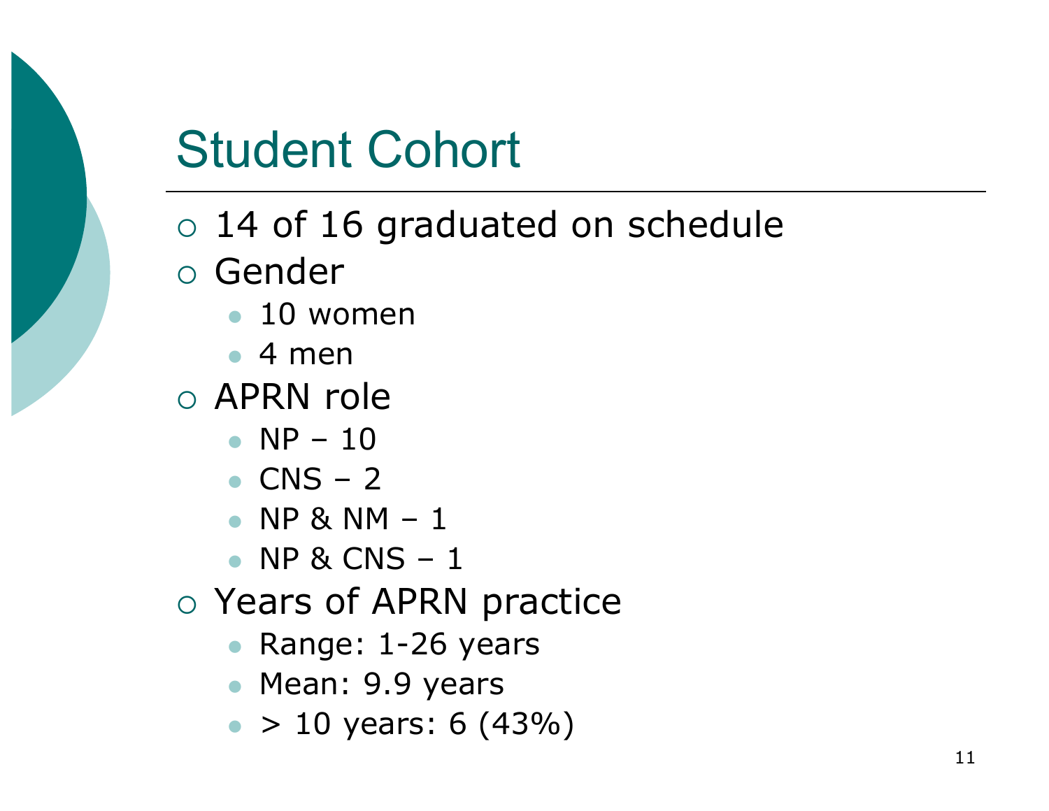# Student Cohort

- 14 of 16 graduated on schedule
- Gender
  - 10 women
  - 4 men
- APRN role
  - NP – 10
  - CNS – 2
  - NP & NM – 1
  - NP & CNS – 1
- Years of APRN practice
  - Range: 1-26 years
  - Mean: 9.9 years
  - > 10 years: 6 (43%)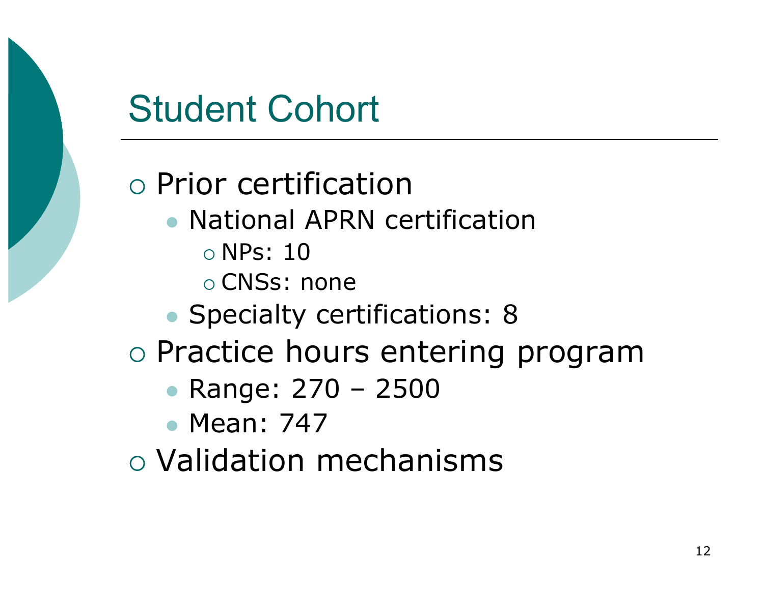# Student Cohort

- Prior certification
  - National APRN certification
    - NPs: 10
    - CNSs: none
  - Specialty certifications: 8
- Practice hours entering program
  - Range: 270 – 2500
  - Mean: 747
- Validation mechanisms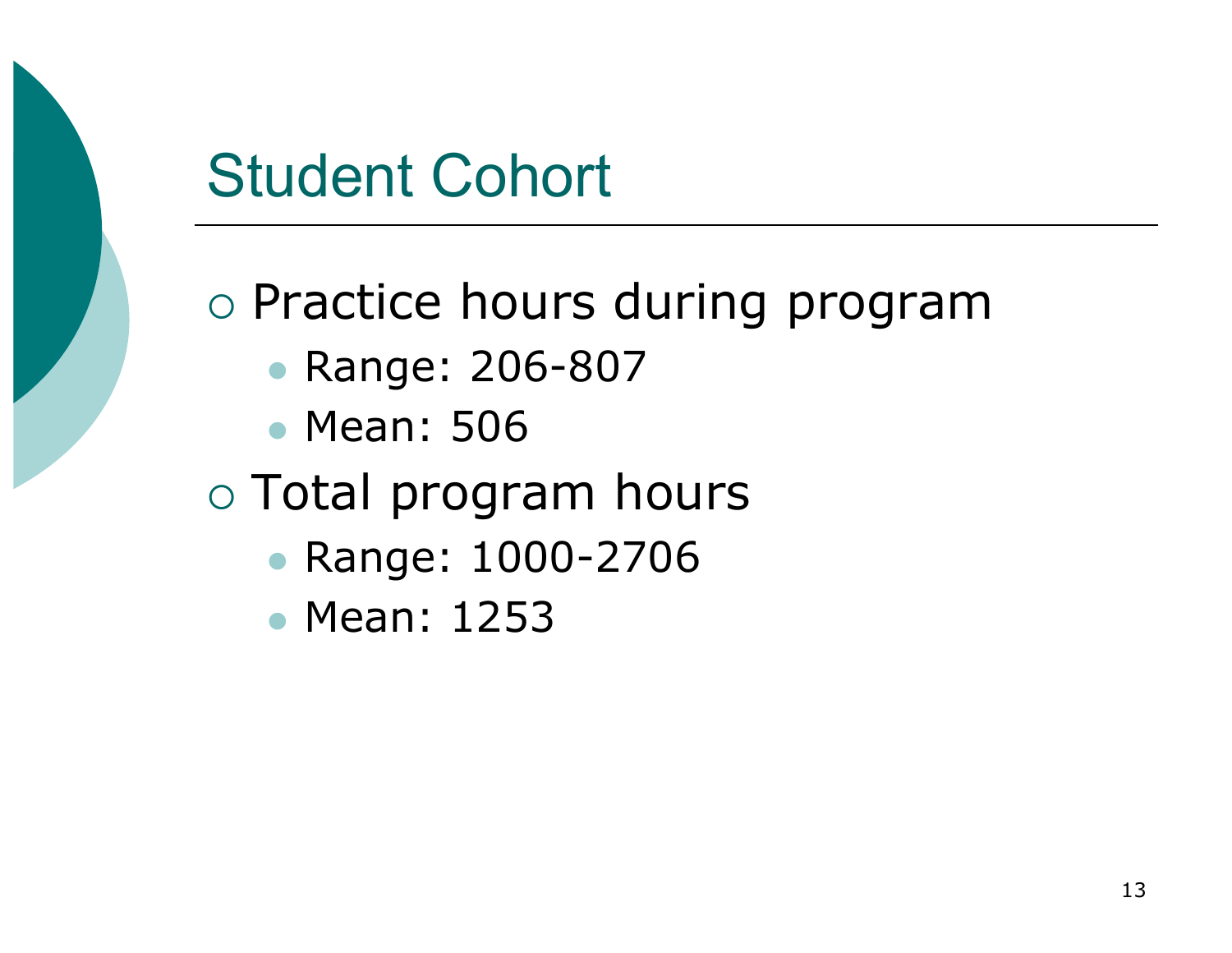# Student Cohort

- Practice hours during program
  - Range: 206-807
  - Mean: 506
- Total program hours
  - Range: 1000-2706
  - Mean: 1253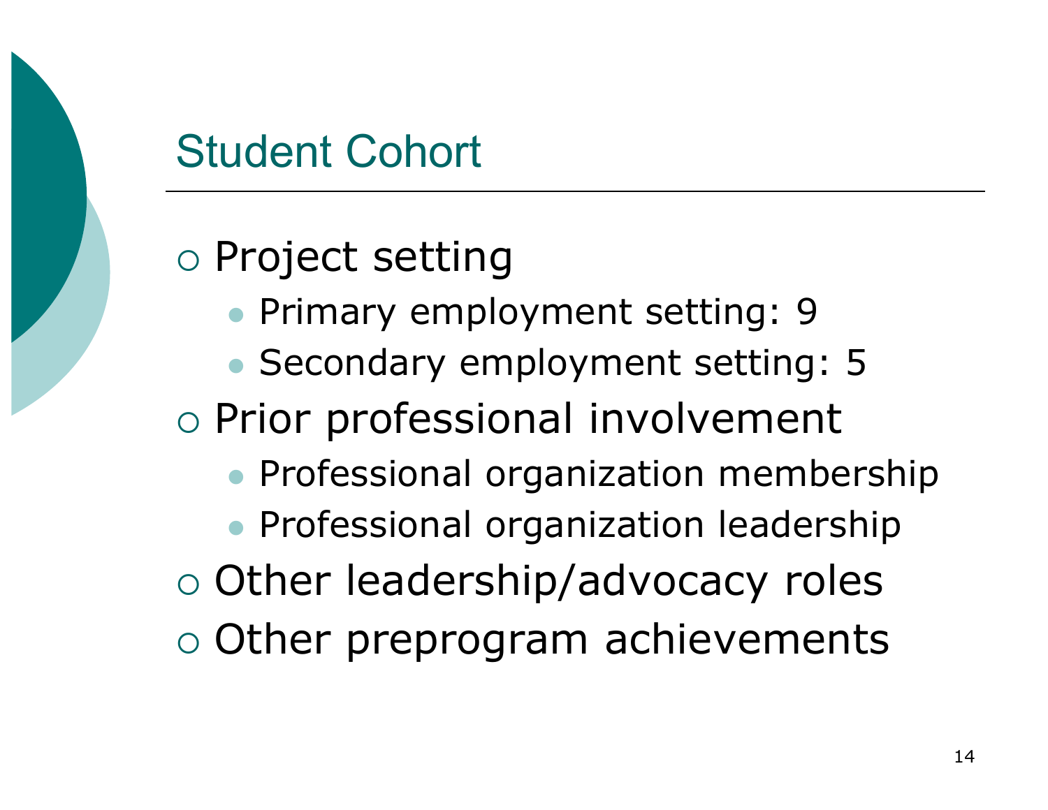## Student Cohort

- Project setting
  - Primary employment setting: 9
  - Secondary employment setting: 5
- Prior professional involvement
  - Professional organization membership
  - Professional organization leadership
- Other leadership/advocacy roles
- Other preprogram achievements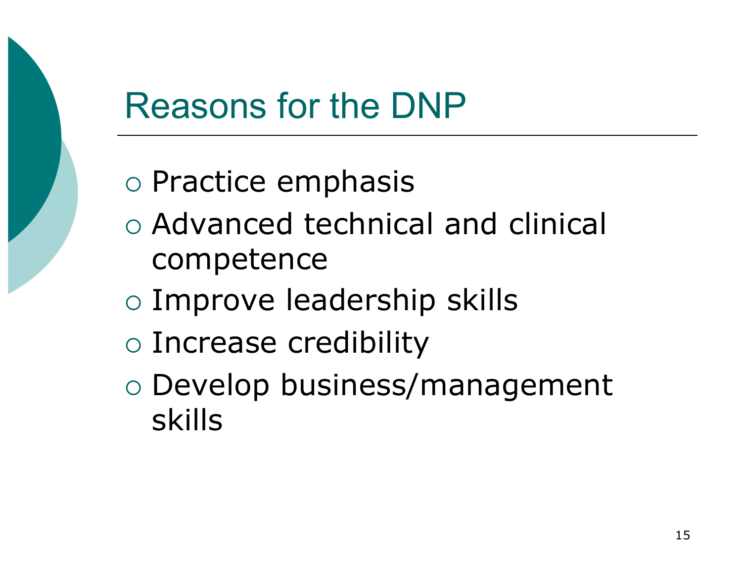# Reasons for the DNP

- Practice emphasis
- Advanced technical and clinical competence
- Improve leadership skills
- Increase credibility
- Develop business/management skills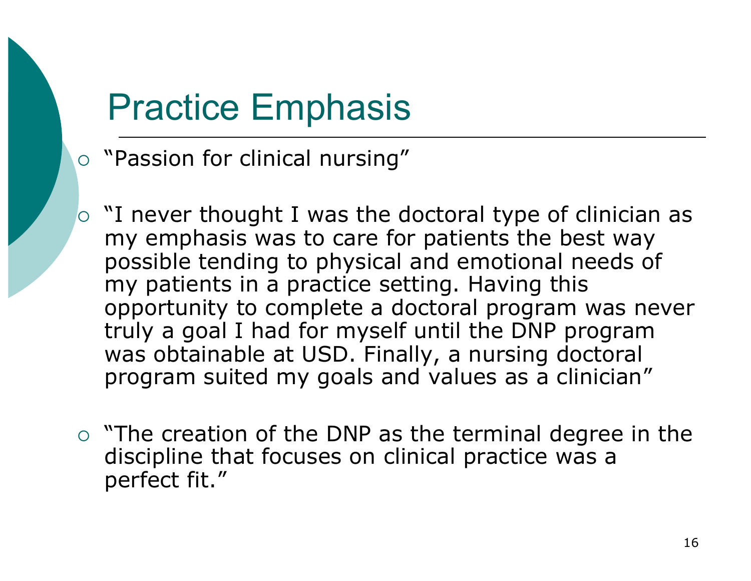# Practice Emphasis

- “Passion for clinical nursing”
- “I never thought I was the doctoral type of clinician as my emphasis was to care for patients the best way possible tending to physical and emotional needs of my patients in a practice setting. Having this opportunity to complete a doctoral program was never truly a goal I had for myself until the DNP program was obtainable at USD. Finally, a nursing doctoral program suited my goals and values as a clinician”
- “The creation of the DNP as the terminal degree in the discipline that focuses on clinical practice was a perfect fit.”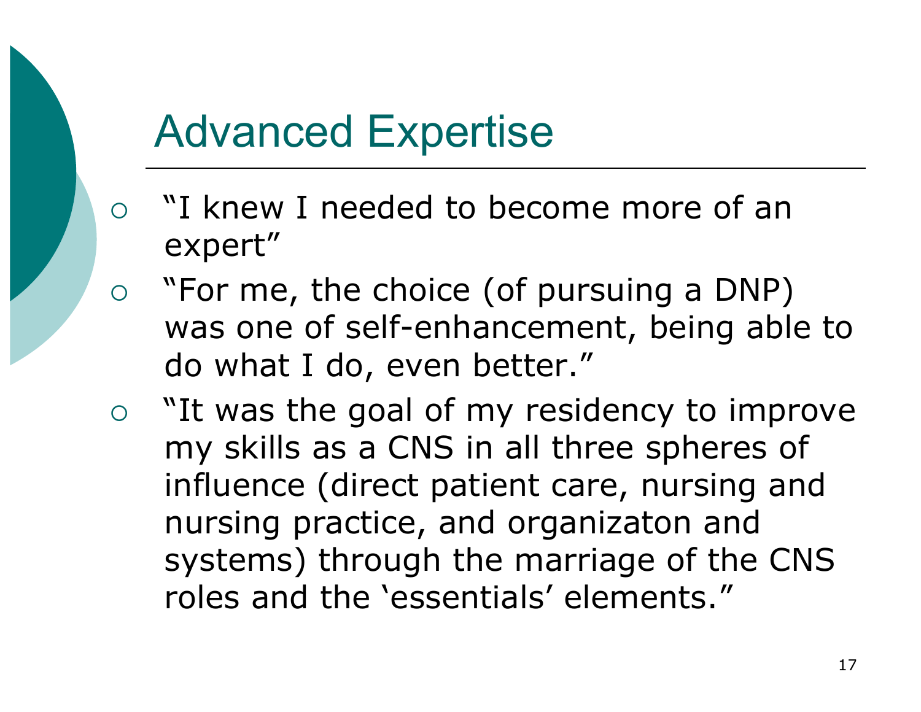# Advanced Expertise

- "I knew I needed to become more of an expert"
- "For me, the choice (of pursuing a DNP) was one of self-enhancement, being able to do what I do, even better."
- "It was the goal of my residency to improve my skills as a CNS in all three spheres of influence (direct patient care, nursing and nursing practice, and organizaton and systems) through the marriage of the CNS roles and the 'essentials' elements."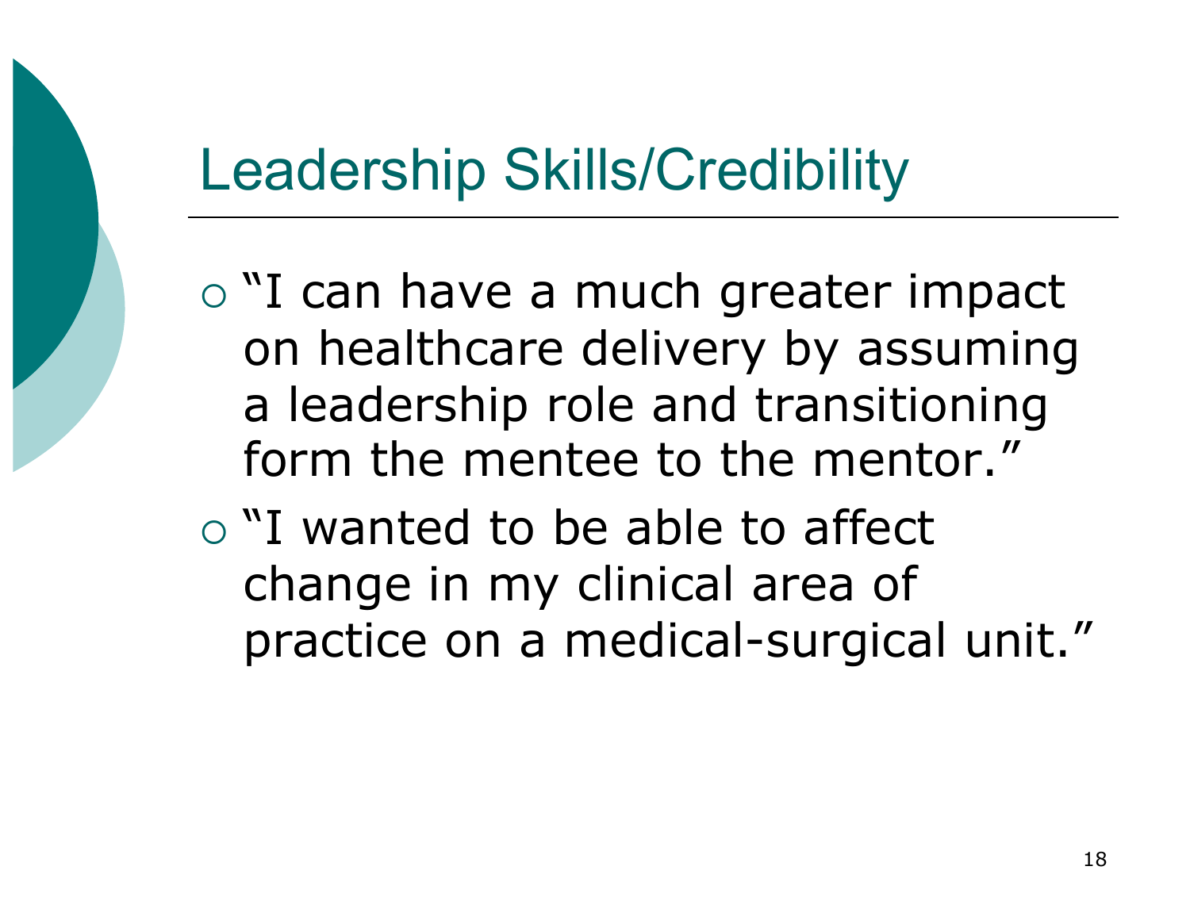# Leadership Skills/Credibility

- "I can have a much greater impact on healthcare delivery by assuming a leadership role and transitioning form the mentee to the mentor."
- "I wanted to be able to affect change in my clinical area of practice on a medical-surgical unit."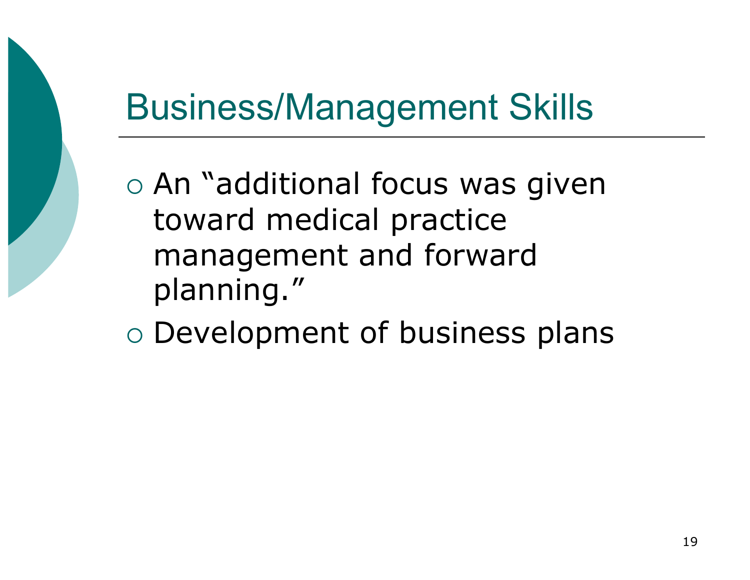# Business/Management Skills

- An "additional focus was given toward medical practice management and forward planning."
- Development of business plans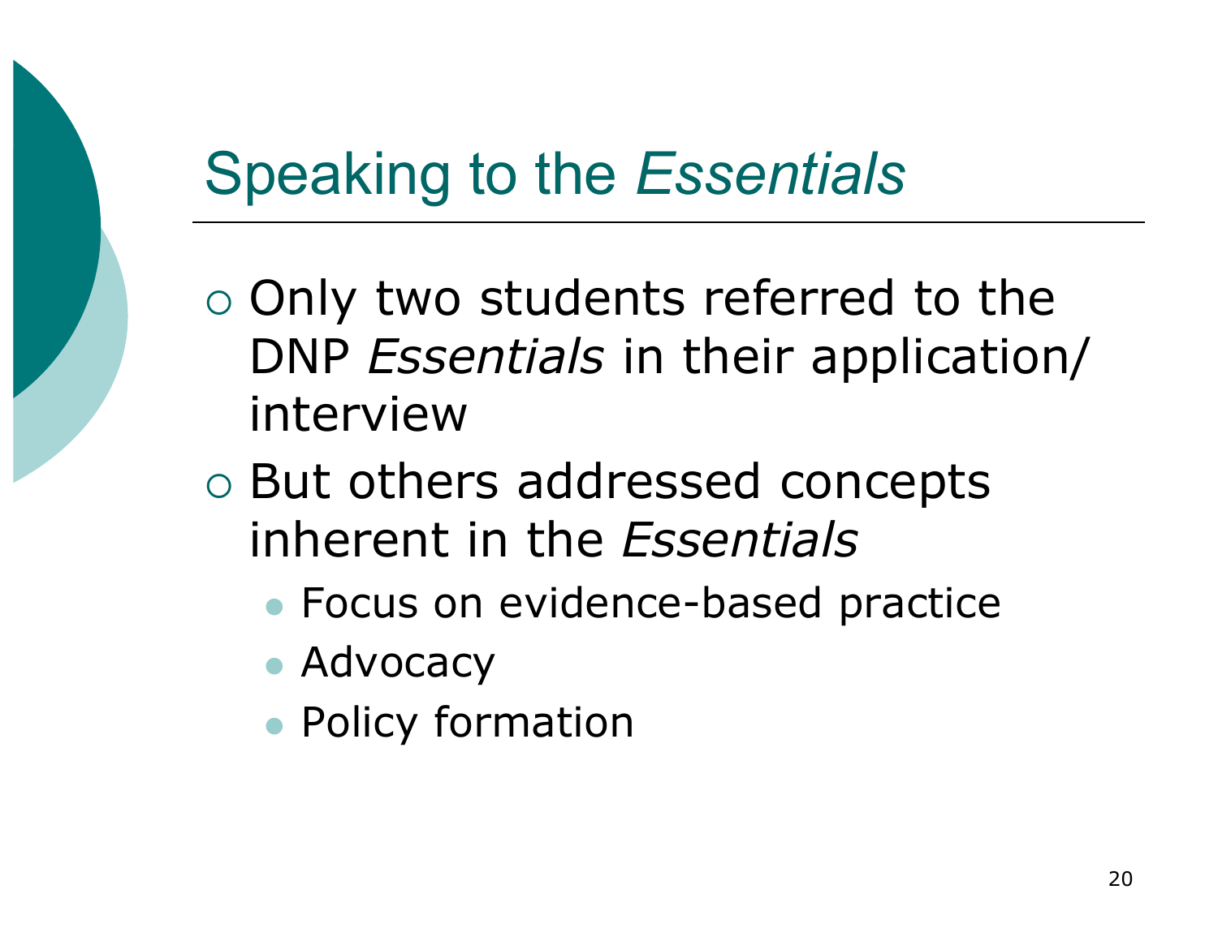# Speaking to the *Essentials*

- Only two students referred to the DNP *Essentials* in their application/ interview
- But others addressed concepts inherent in the *Essentials*
  - Focus on evidence-based practice
  - Advocacy
  - Policy formation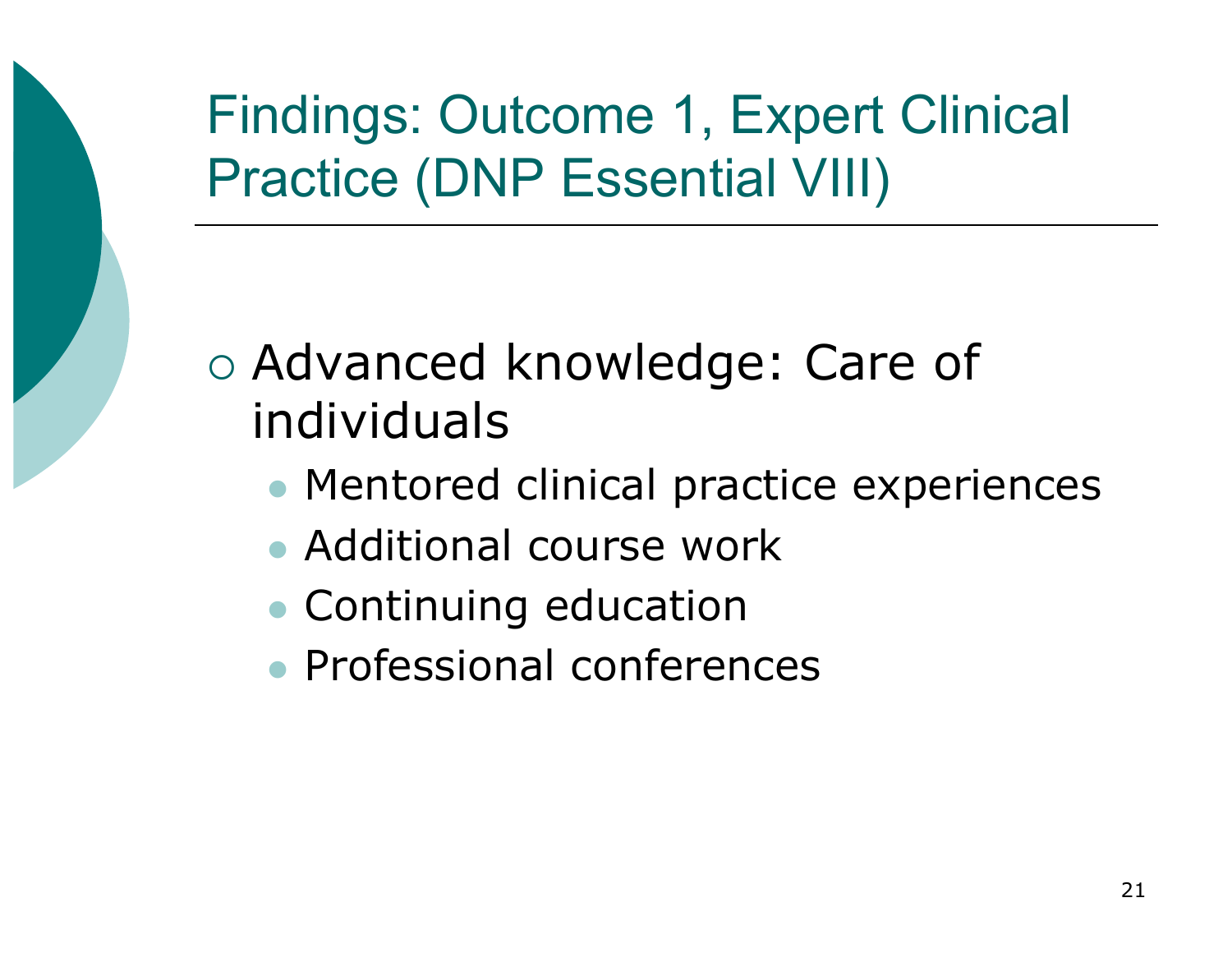# Findings: Outcome 1, Expert Clinical Practice (DNP Essential VIII)

- Advanced knowledge: Care of individuals
  - Mentored clinical practice experiences
  - Additional course work
  - Continuing education
  - Professional conferences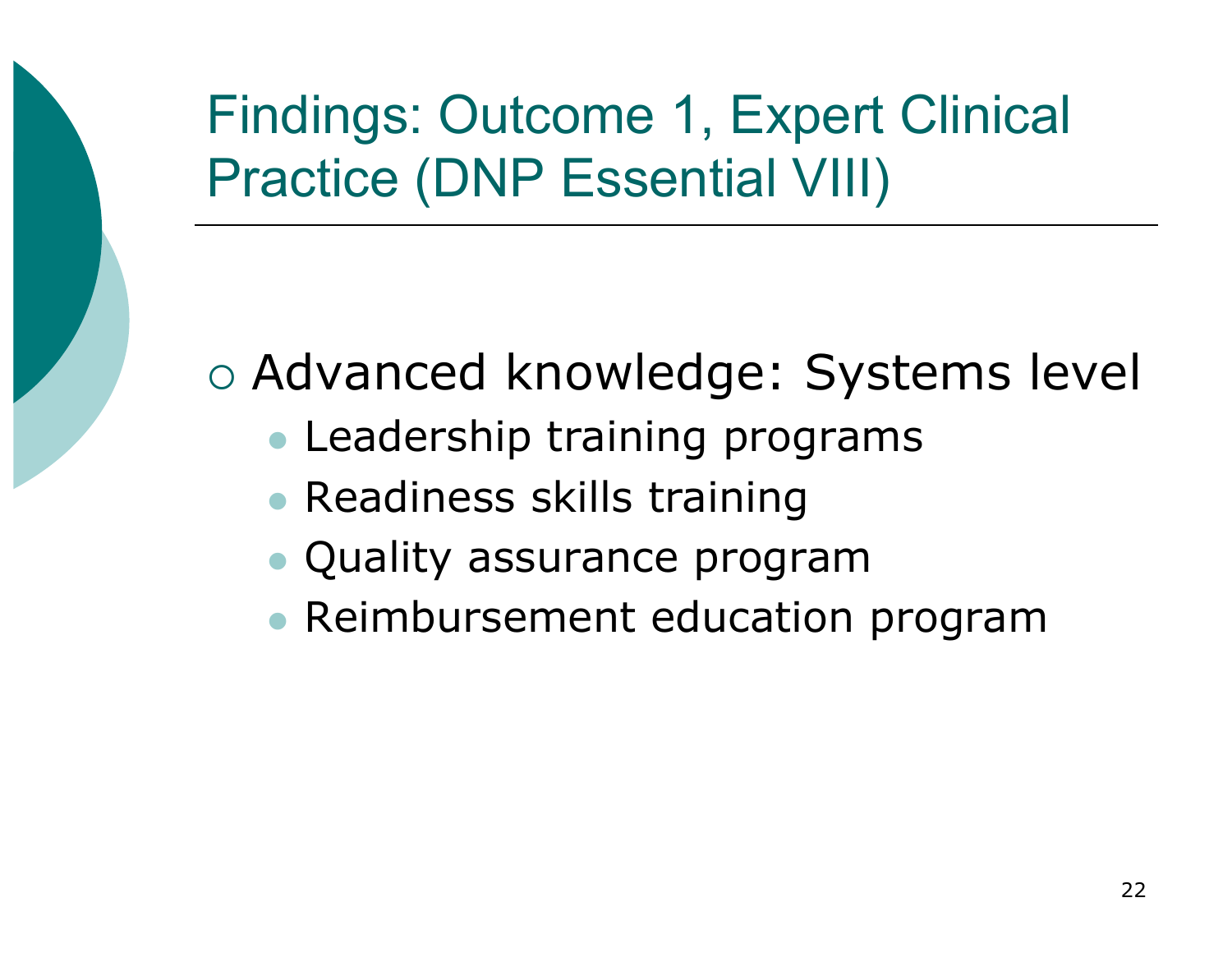# Findings: Outcome 1, Expert Clinical Practice (DNP Essential VIII)

- Advanced knowledge: Systems level
  - Leadership training programs
  - Readiness skills training
  - Quality assurance program
  - Reimbursement education program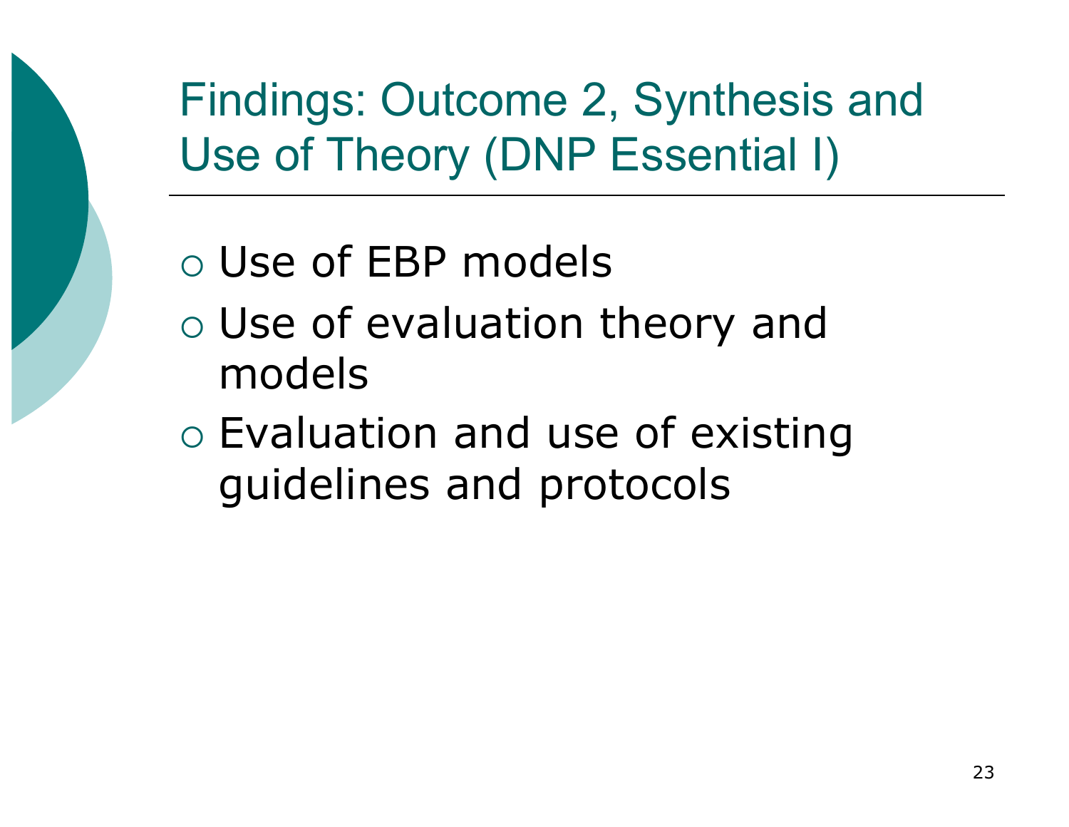# Findings: Outcome 2, Synthesis and Use of Theory (DNP Essential I)

- Use of EBP models
- Use of evaluation theory and models
- Evaluation and use of existing guidelines and protocols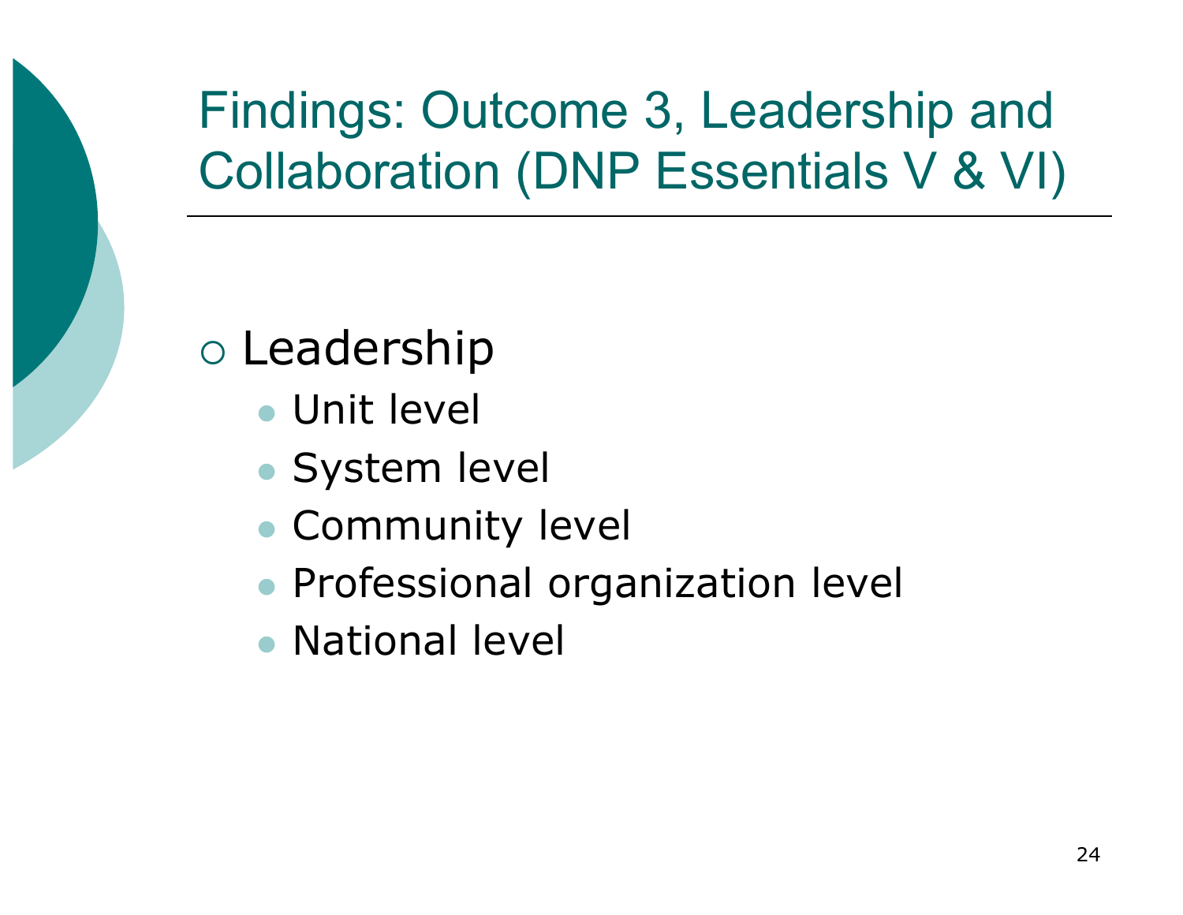# Findings: Outcome 3, Leadership and Collaboration (DNP Essentials V & VI)

- Leadership
  - Unit level
  - System level
  - Community level
  - Professional organization level
  - National level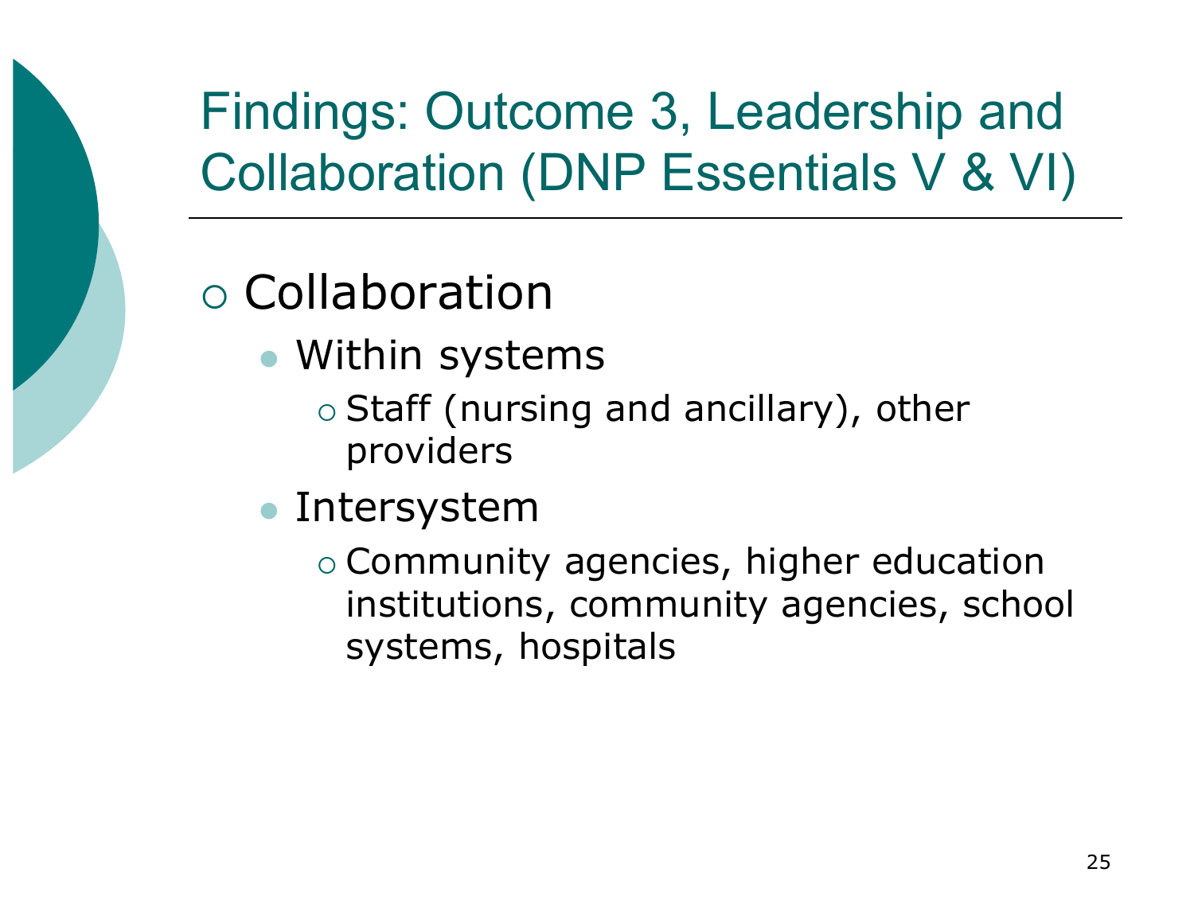# Findings: Outcome 3, Leadership and Collaboration (DNP Essentials V & VI)

- Collaboration
  - Within systems
    - Staff (nursing and ancillary), other providers
  - Intersystem
    - Community agencies, higher education institutions, community agencies, school systems, hospitals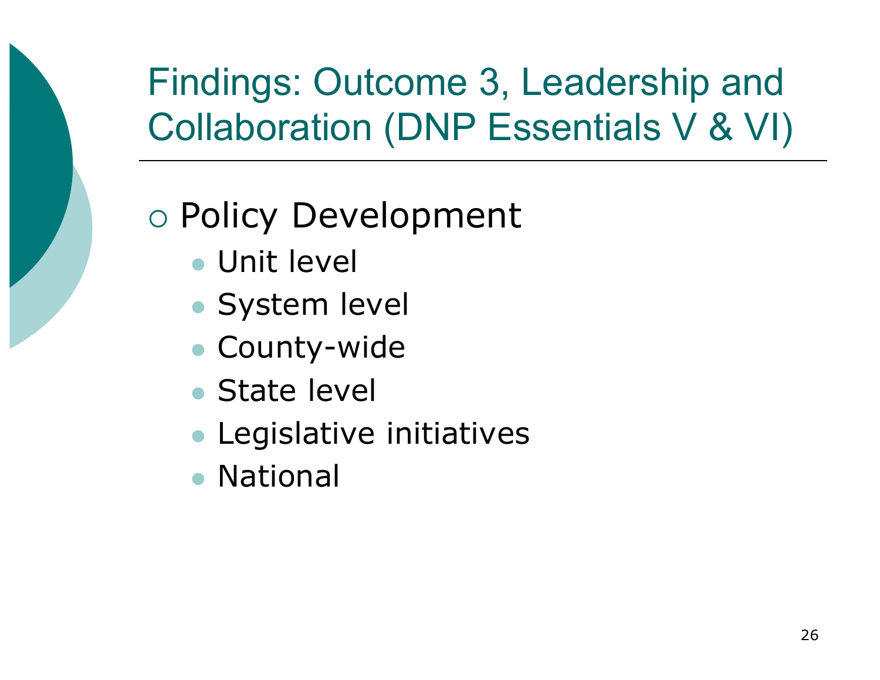# Findings: Outcome 3, Leadership and Collaboration (DNP Essentials V & VI)

- Policy Development
  - Unit level
  - System level
  - County-wide
  - State level
  - Legislative initiatives
  - National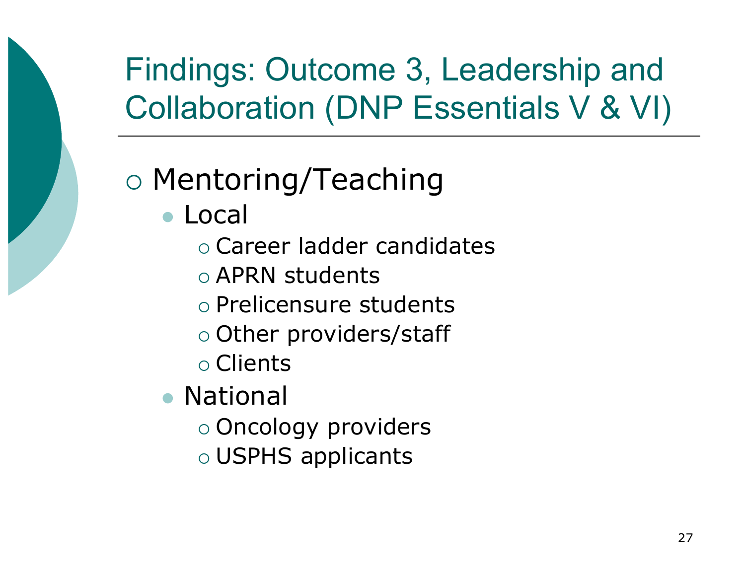# Findings: Outcome 3, Leadership and Collaboration (DNP Essentials V & VI)

- Mentoring/Teaching
  - Local
    - Career ladder candidates
    - APRN students
    - Prelicensure students
    - Other providers/staff
    - Clients
  - National
    - Oncology providers
    - USPHS applicants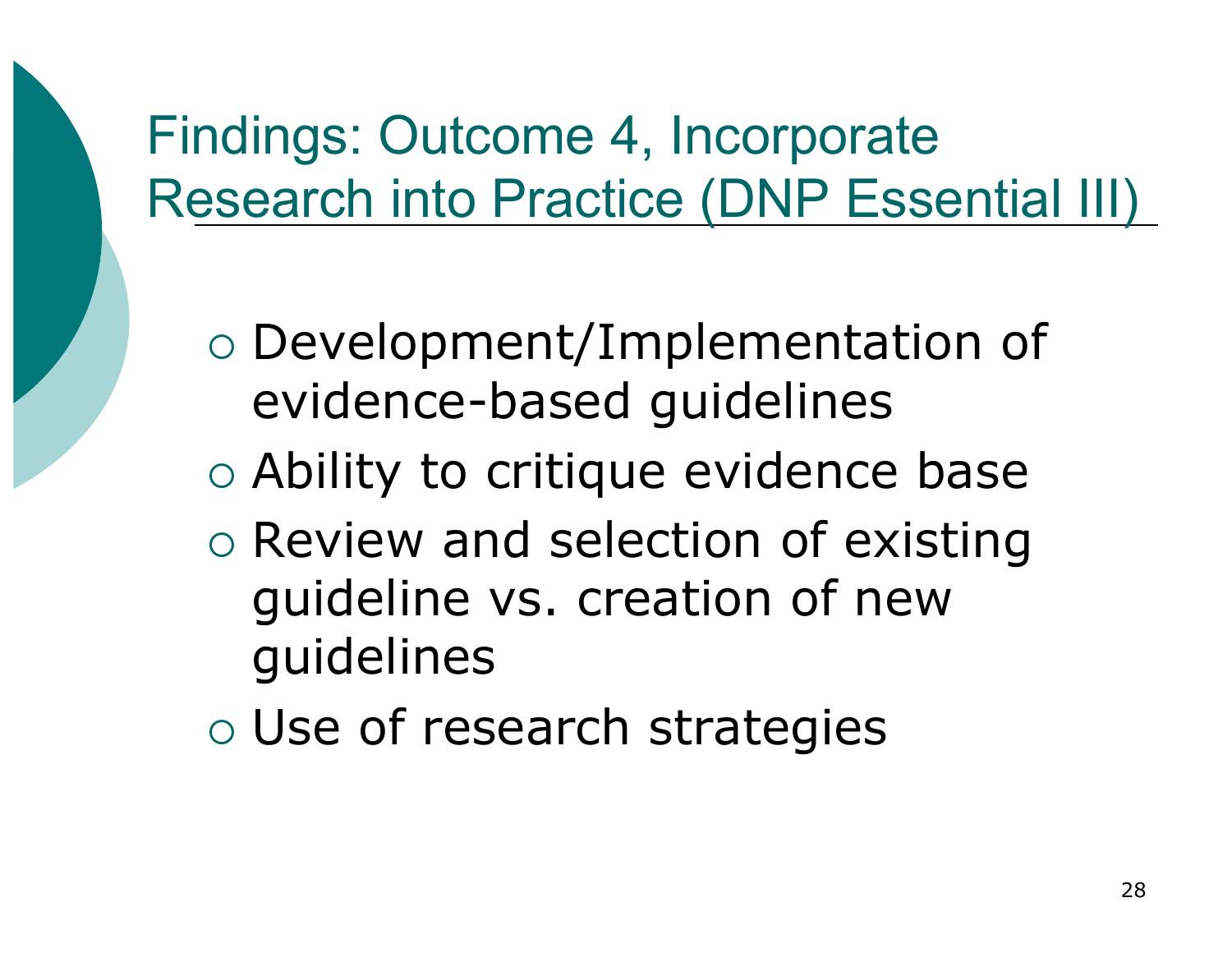# Findings: Outcome 4, Incorporate Research into Practice (DNP Essential III)

- Development/Implementation of evidence-based guidelines
- Ability to critique evidence base
- Review and selection of existing guideline vs. creation of new guidelines
- Use of research strategies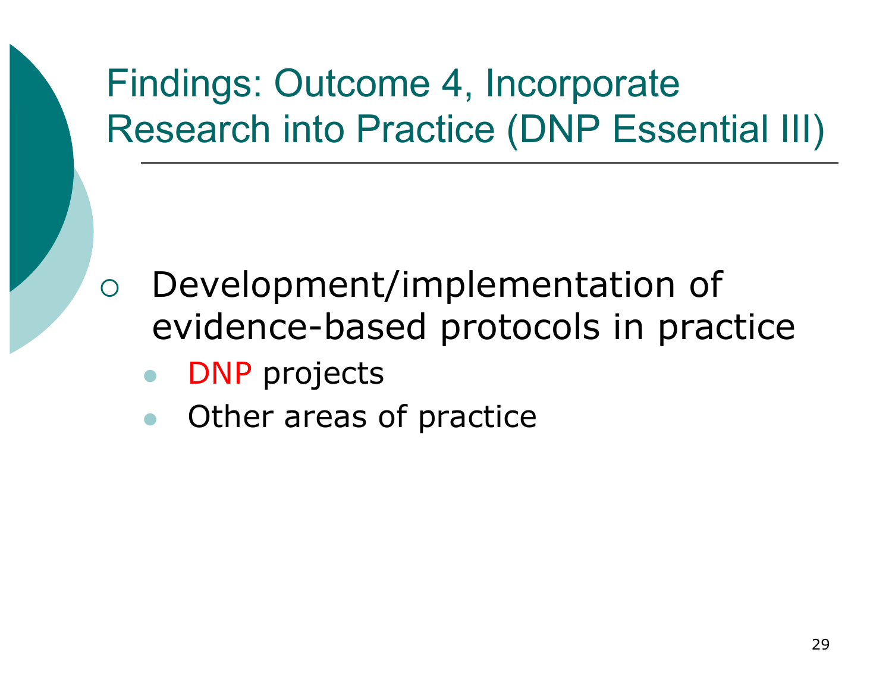# Findings: Outcome 4, Incorporate Research into Practice (DNP Essential III)

- Development/implementation of evidence-based protocols in practice
  - DNP projects
  - Other areas of practice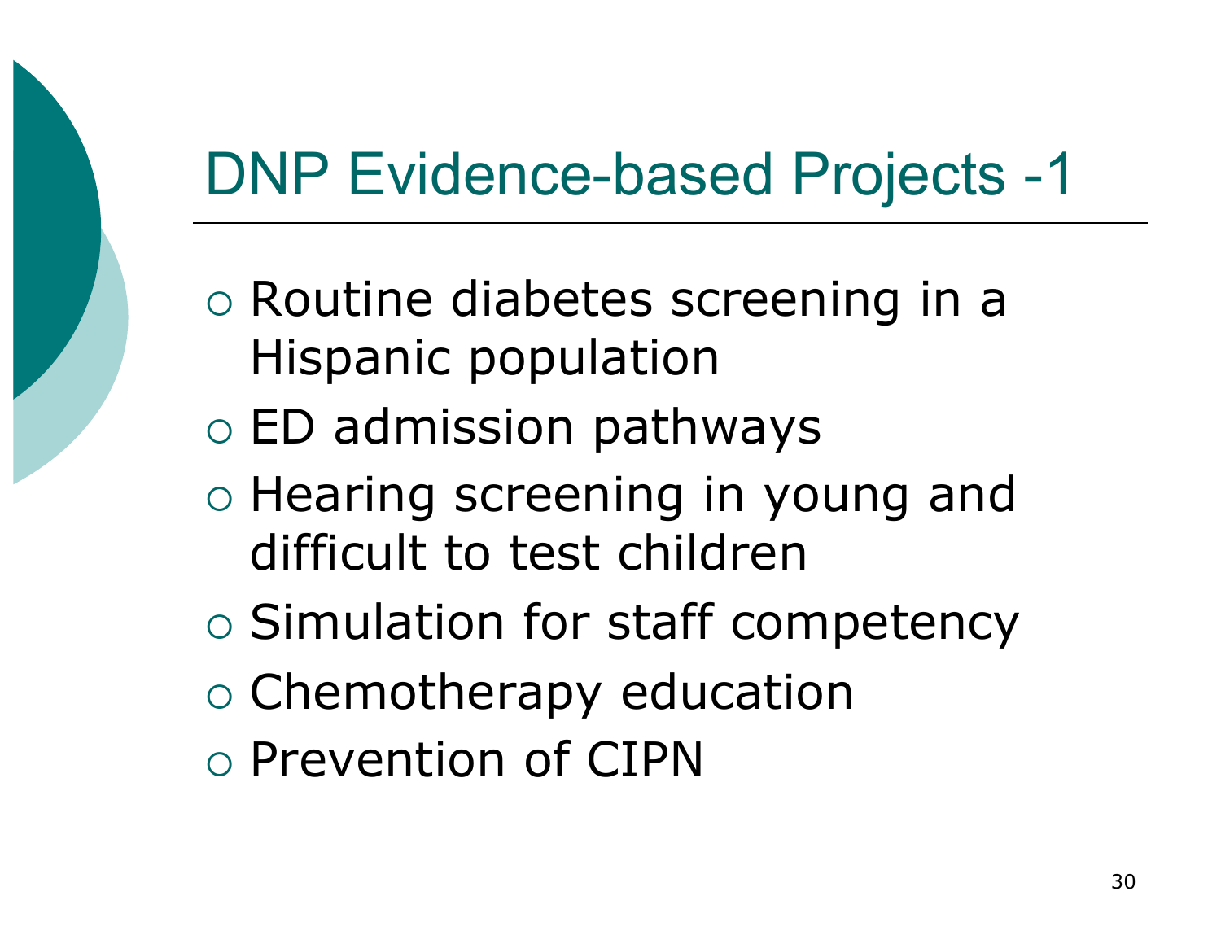# DNP Evidence-based Projects -1

- Routine diabetes screening in a Hispanic population
- ED admission pathways
- Hearing screening in young and difficult to test children
- Simulation for staff competency
- Chemotherapy education
- Prevention of CIPN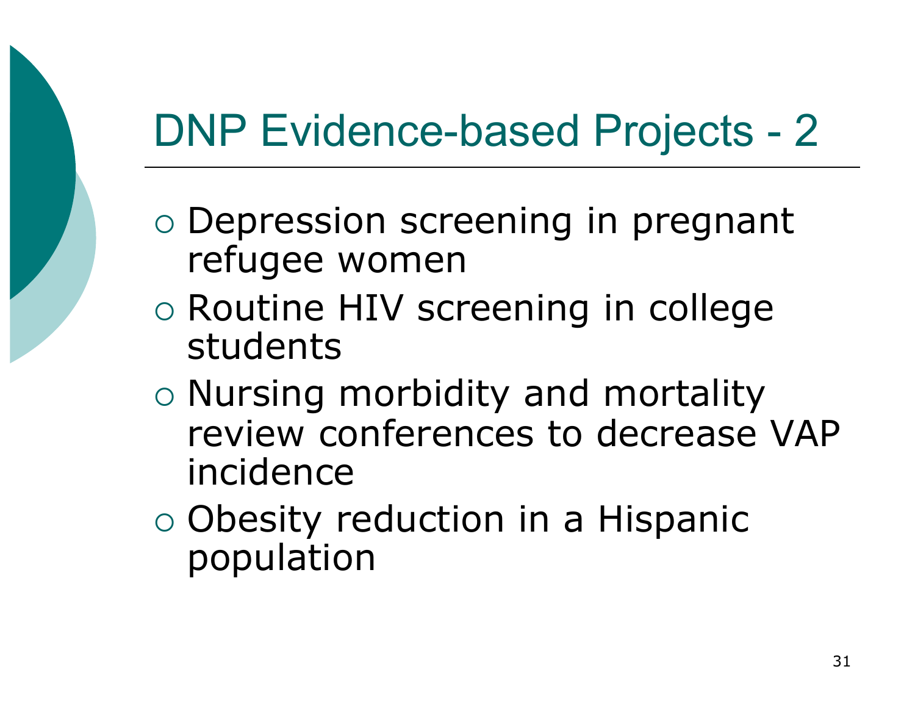# DNP Evidence-based Projects - 2

- Depression screening in pregnant refugee women
- Routine HIV screening in college students
- Nursing morbidity and mortality review conferences to decrease VAP incidence
- Obesity reduction in a Hispanic population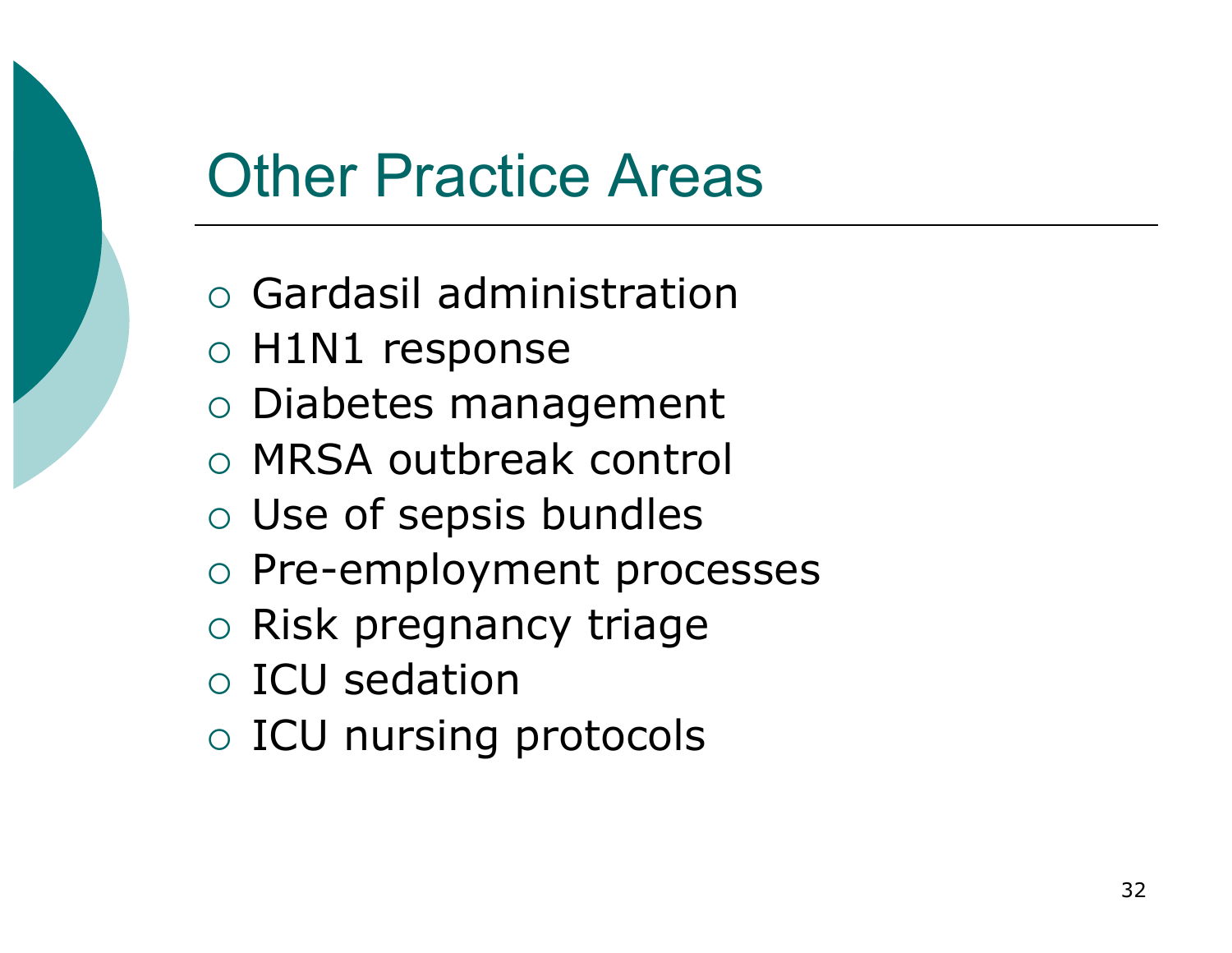# Other Practice Areas

- Gardasil administration
- H1N1 response
- Diabetes management
- MRSA outbreak control
- Use of sepsis bundles
- Pre-employment processes
- Risk pregnancy triage
- ICU sedation
- ICU nursing protocols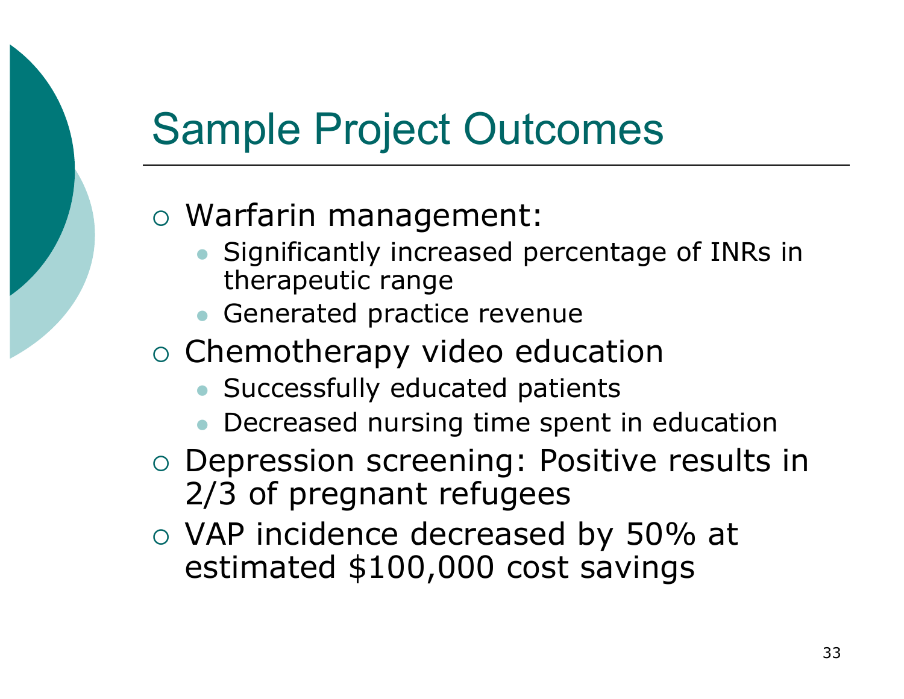# Sample Project Outcomes

- Warfarin management:
  - Significantly increased percentage of INRs in therapeutic range
  - Generated practice revenue
- Chemotherapy video education
  - Successfully educated patients
  - Decreased nursing time spent in education
- Depression screening: Positive results in 2/3 of pregnant refugees
- VAP incidence decreased by 50% at estimated $100,000 cost savings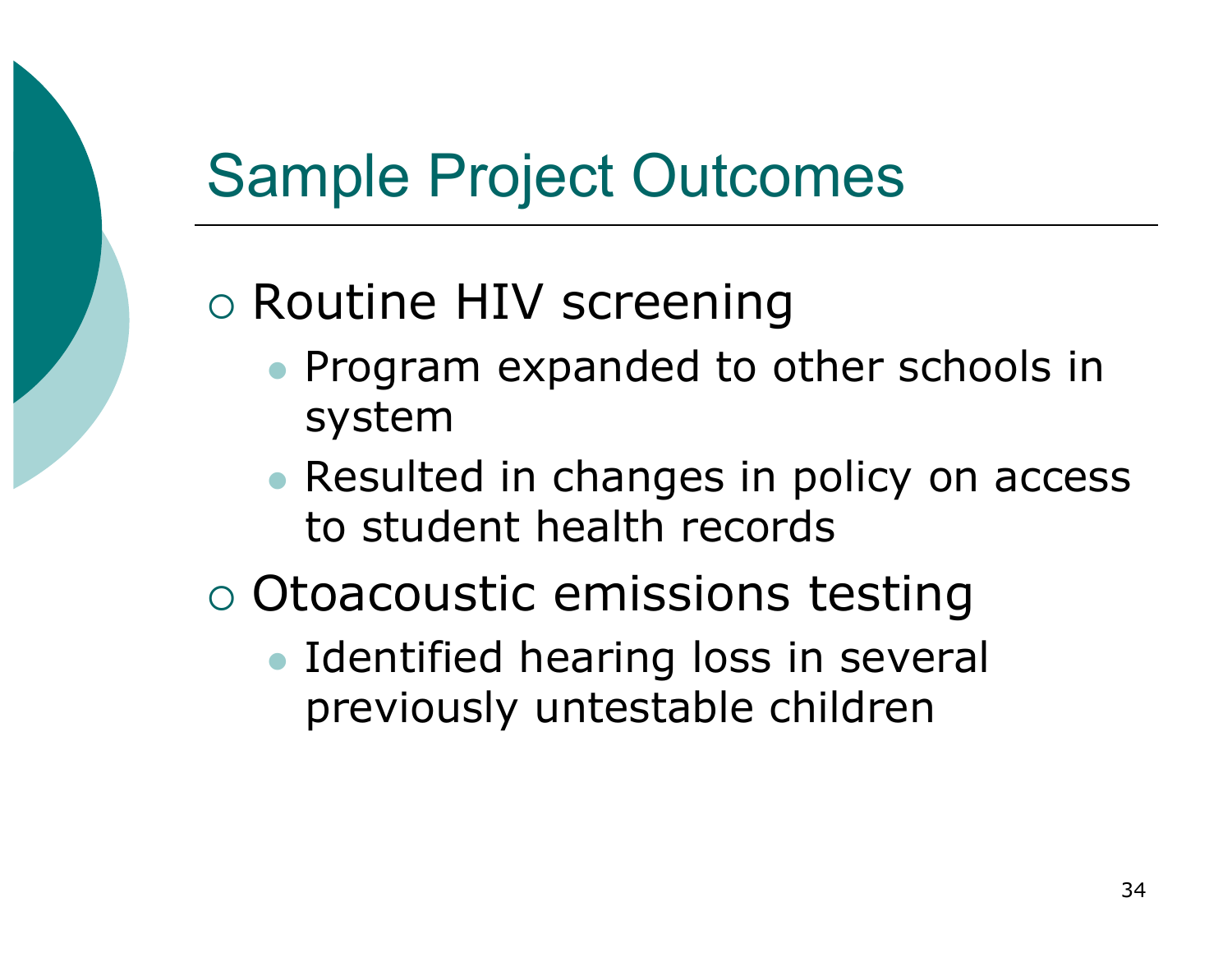# Sample Project Outcomes

- Routine HIV screening
  - Program expanded to other schools in system
  - Resulted in changes in policy on access to student health records
- Otoacoustic emissions testing
  - Identified hearing loss in several previously untestable children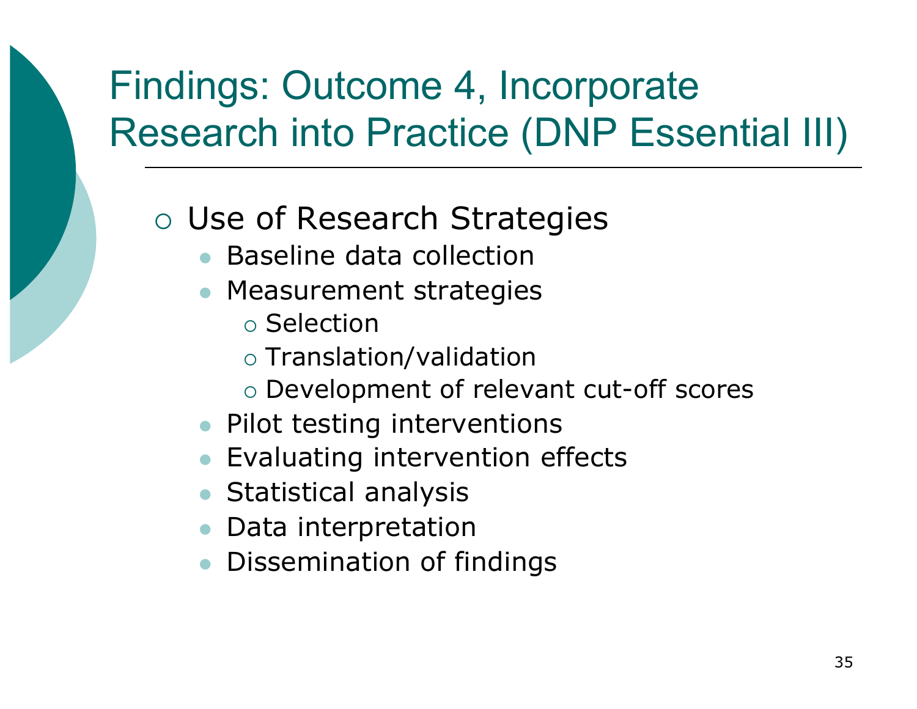# Findings: Outcome 4, Incorporate Research into Practice (DNP Essential III)

- Use of Research Strategies
  - Baseline data collection
  - Measurement strategies
    - Selection
    - Translation/validation
    - Development of relevant cut-off scores
  - Pilot testing interventions
  - Evaluating intervention effects
  - Statistical analysis
  - Data interpretation
  - Dissemination of findings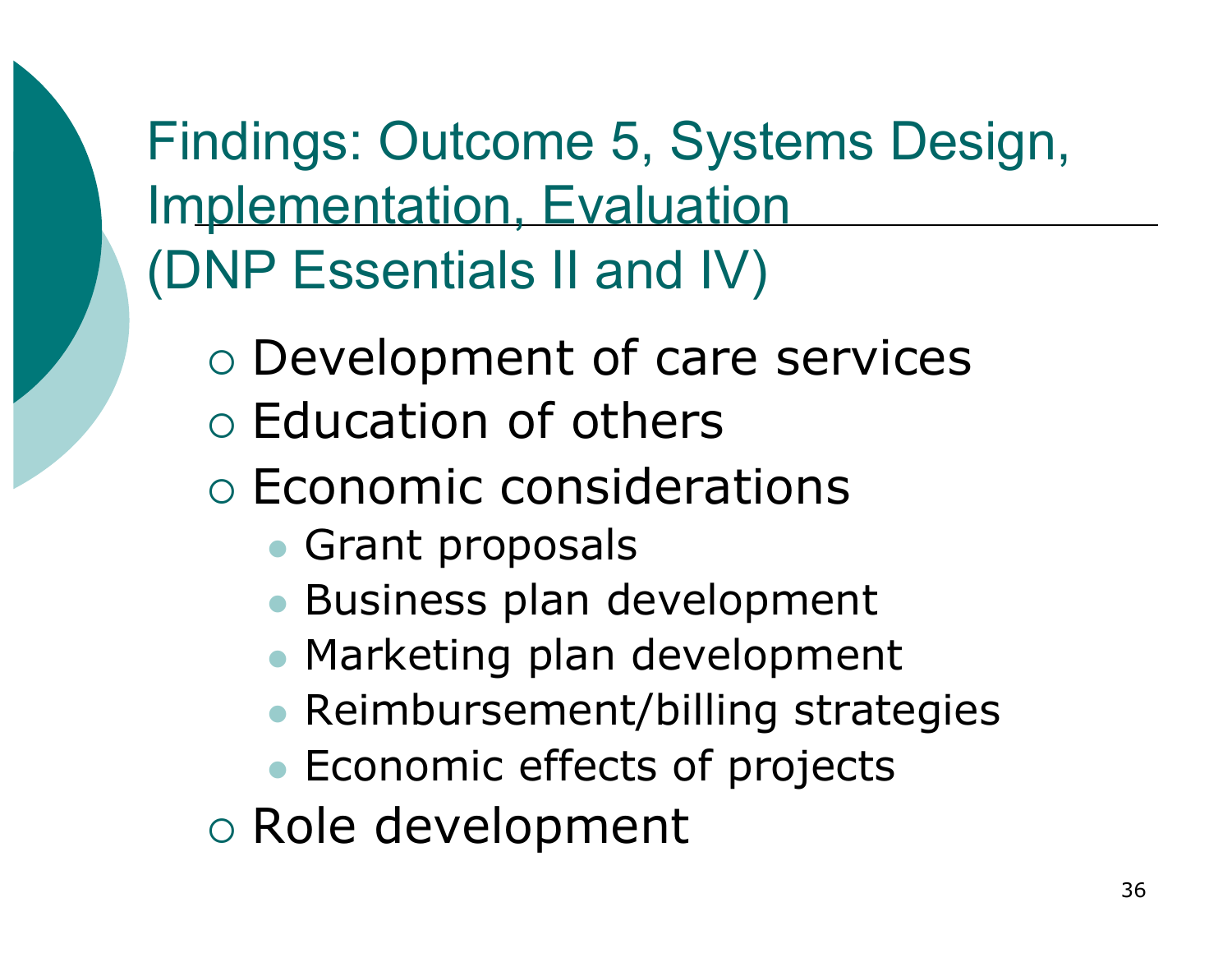# Findings: Outcome 5, Systems Design, Implementation, Evaluation (DNP Essentials II and IV)

- Development of care services
- Education of others
- Economic considerations
  - Grant proposals
  - Business plan development
  - Marketing plan development
  - Reimbursement/billing strategies
  - Economic effects of projects
- Role development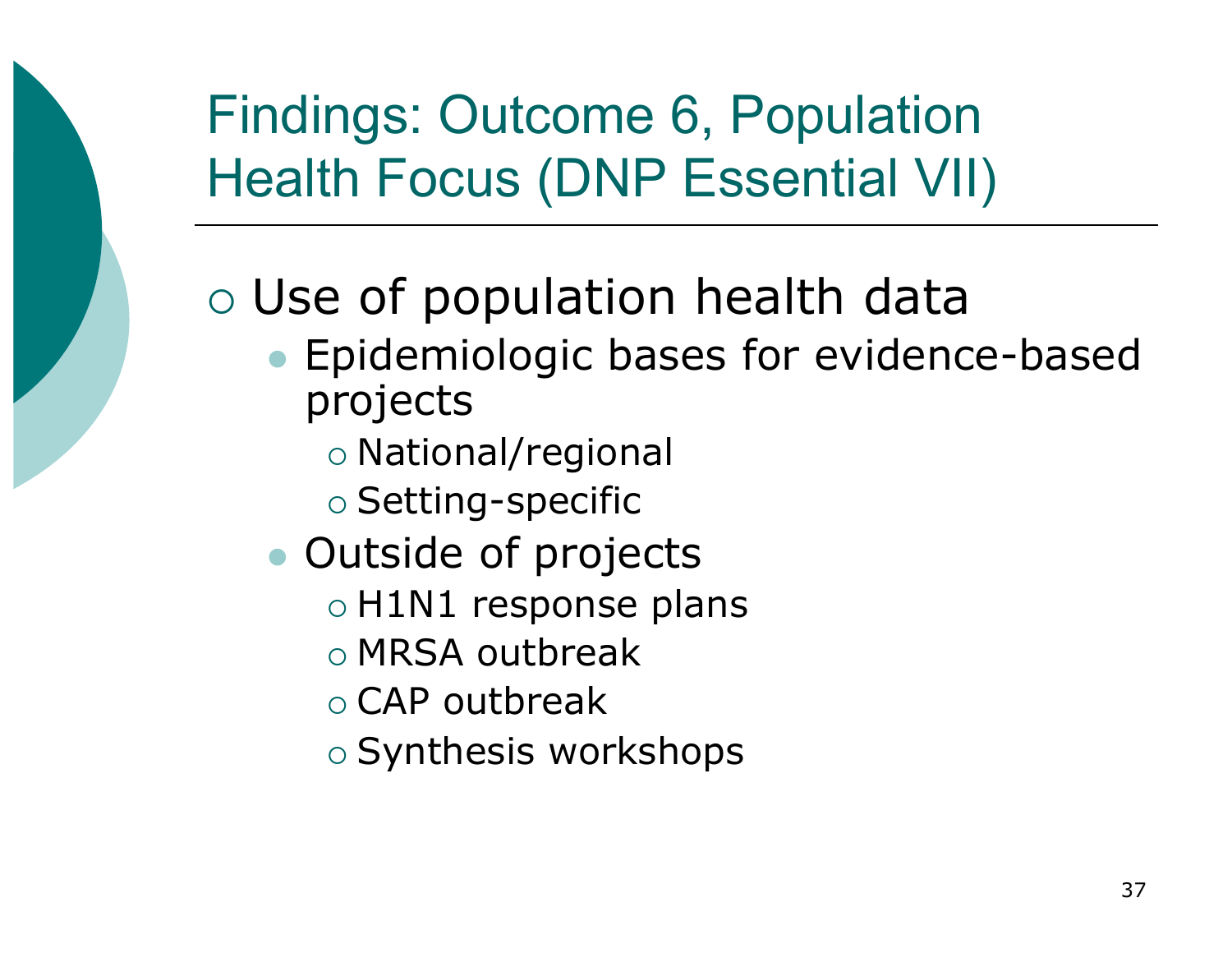# Findings: Outcome 6, Population Health Focus (DNP Essential VII)

- Use of population health data
  - Epidemiologic bases for evidence-based projects
    - National/regional
    - Setting-specific
  - Outside of projects
    - H1N1 response plans
    - MRSA outbreak
    - CAP outbreak
    - Synthesis workshops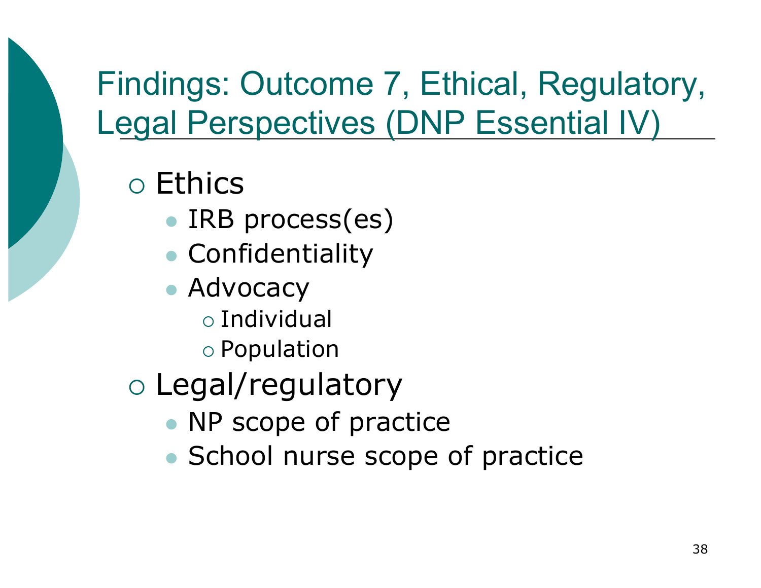# Findings: Outcome 7, Ethical, Regulatory, Legal Perspectives (DNP Essential IV)

- Ethics
  - IRB process(es)
  - Confidentiality
  - Advocacy
    - Individual
    - Population
- Legal/regulatory
  - NP scope of practice
  - School nurse scope of practice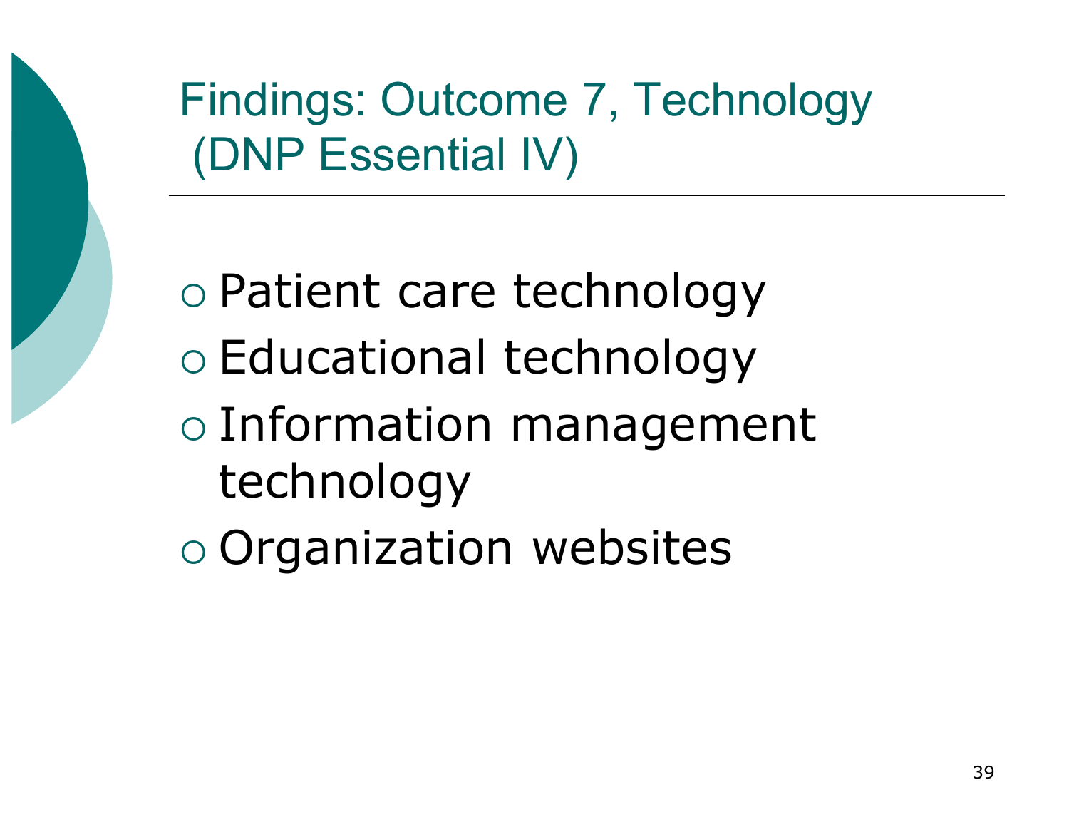# Findings: Outcome 7, Technology (DNP Essential IV)

- Patient care technology
- Educational technology
- Information management technology
- Organization websites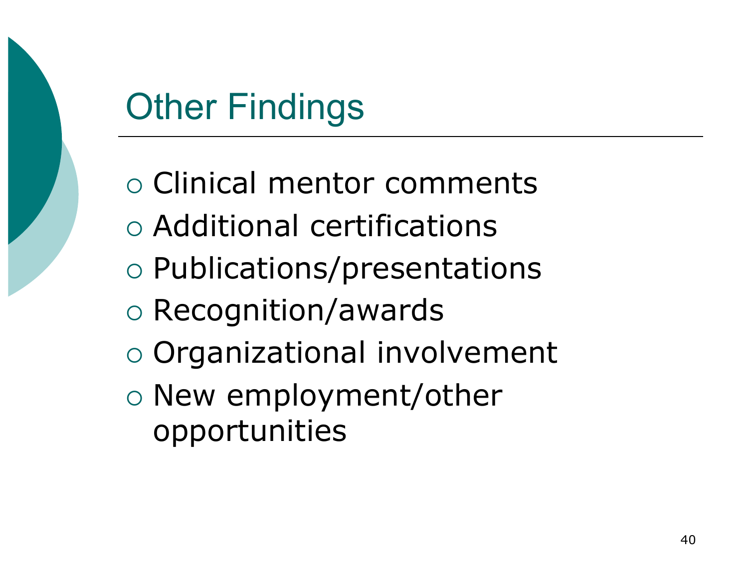# Other Findings

- Clinical mentor comments
- Additional certifications
- Publications/presentations
- Recognition/awards
- Organizational involvement
- New employment/other opportunities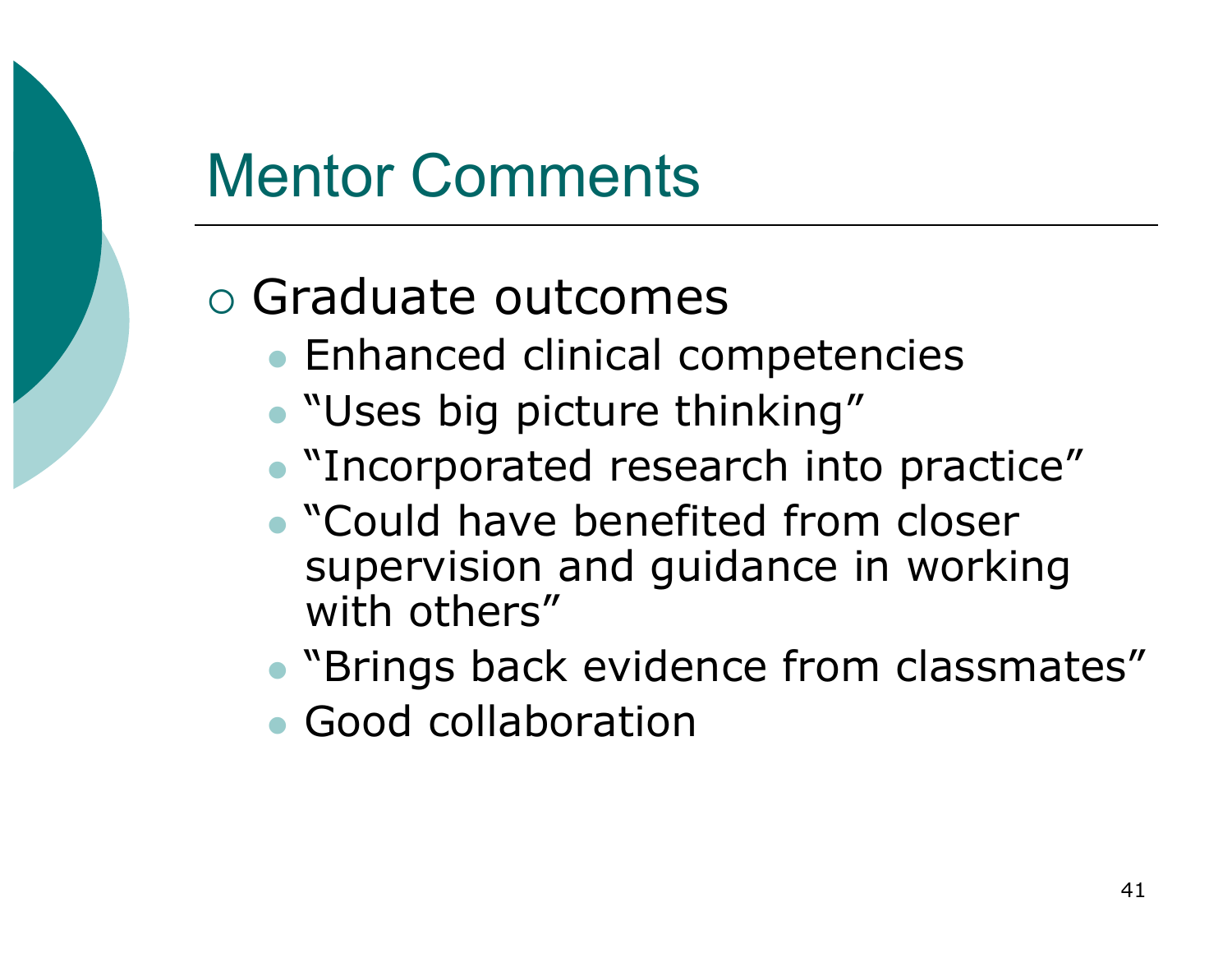# Mentor Comments

- Graduate outcomes
  - Enhanced clinical competencies
  - "Uses big picture thinking"
  - "Incorporated research into practice"
  - "Could have benefited from closer supervision and guidance in working with others"
  - "Brings back evidence from classmates"
  - Good collaboration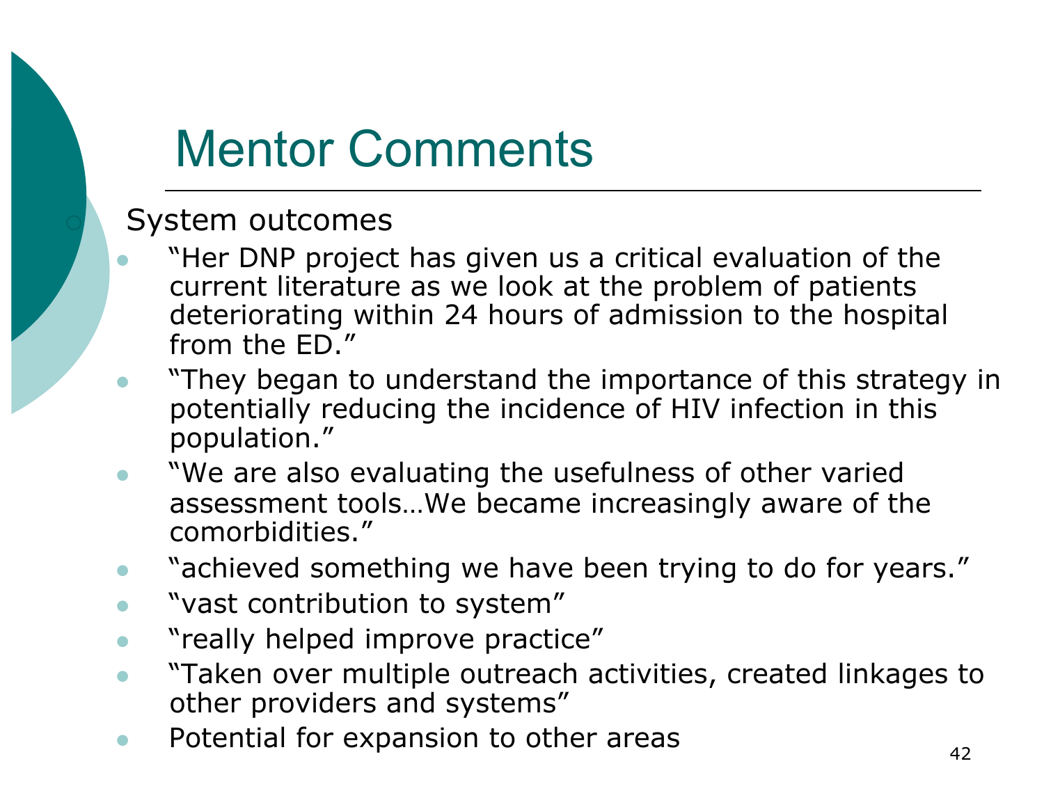# Mentor Comments

- System outcomes
  - "Her DNP project has given us a critical evaluation of the current literature as we look at the problem of patients deteriorating within 24 hours of admission to the hospital from the ED."
  - "They began to understand the importance of this strategy in potentially reducing the incidence of HIV infection in this population."
  - "We are also evaluating the usefulness of other varied assessment tools…We became increasingly aware of the comorbidities."
  - "achieved something we have been trying to do for years."
  - "vast contribution to system"
  - "really helped improve practice"
  - "Taken over multiple outreach activities, created linkages to other providers and systems"
  - Potential for expansion to other areas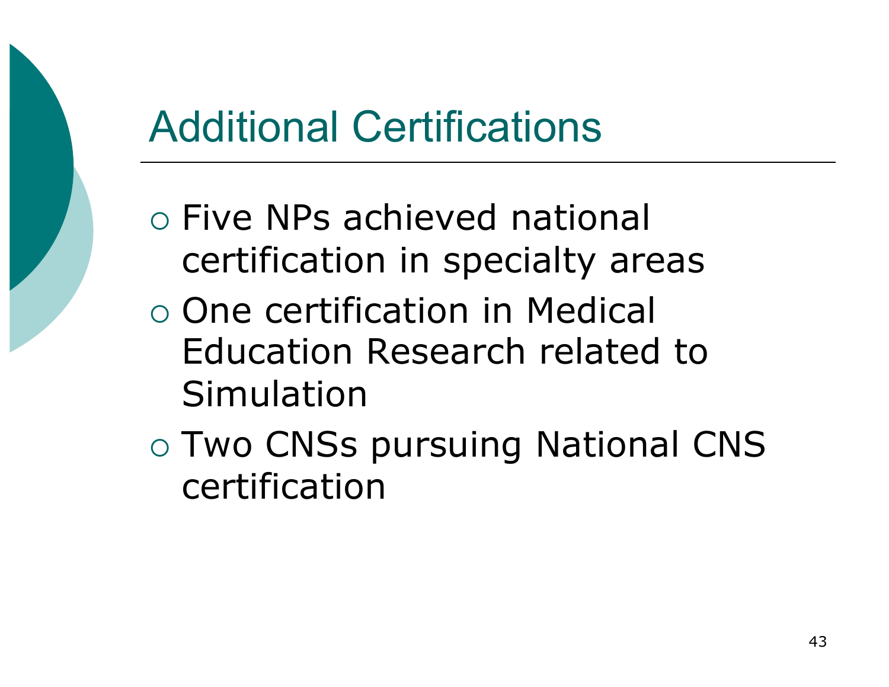# Additional Certifications

- Five NPs achieved national certification in specialty areas
- One certification in Medical Education Research related to Simulation
- Two CNSs pursuing National CNS certification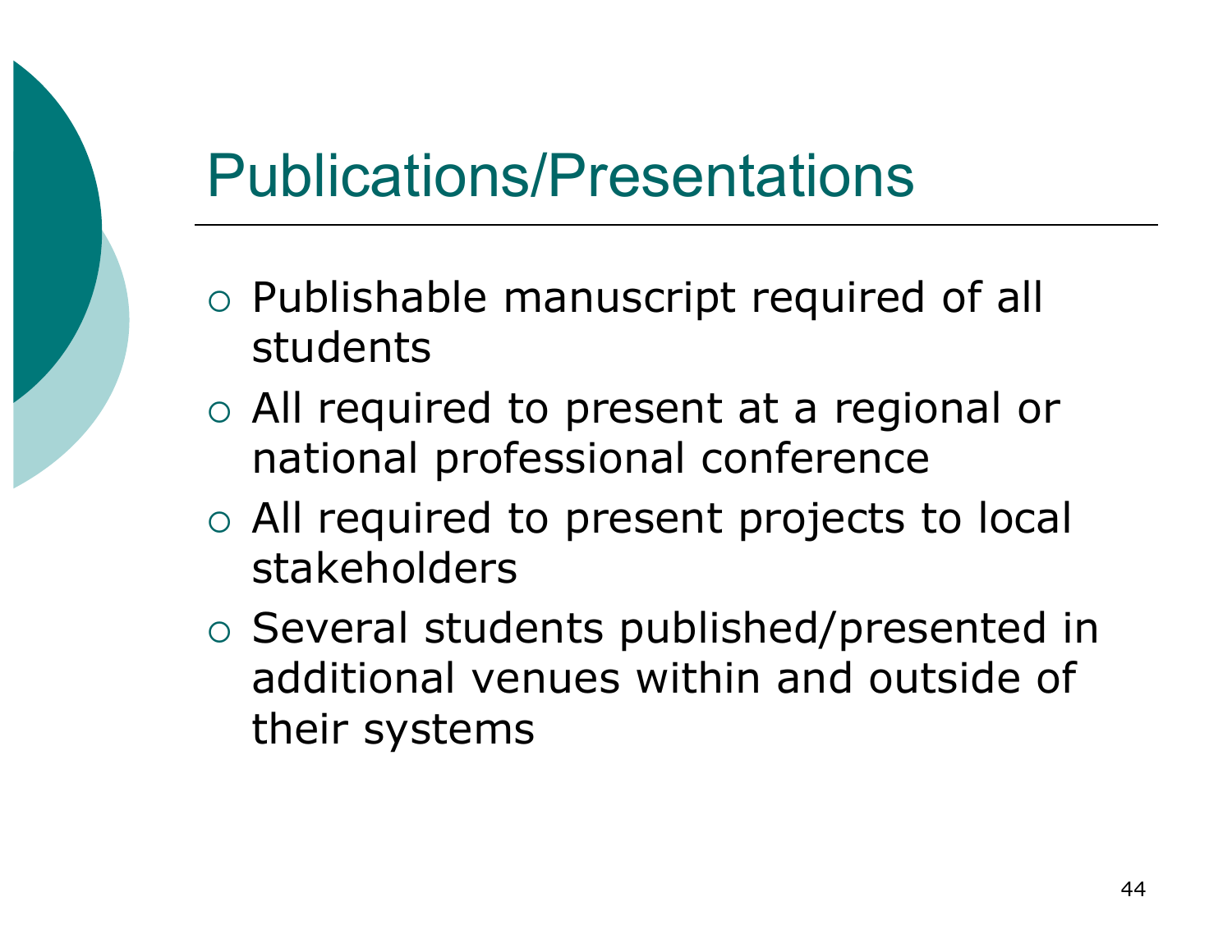# Publications/Presentations

- Publishable manuscript required of all students
- All required to present at a regional or national professional conference
- All required to present projects to local stakeholders
- Several students published/presented in additional venues within and outside of their systems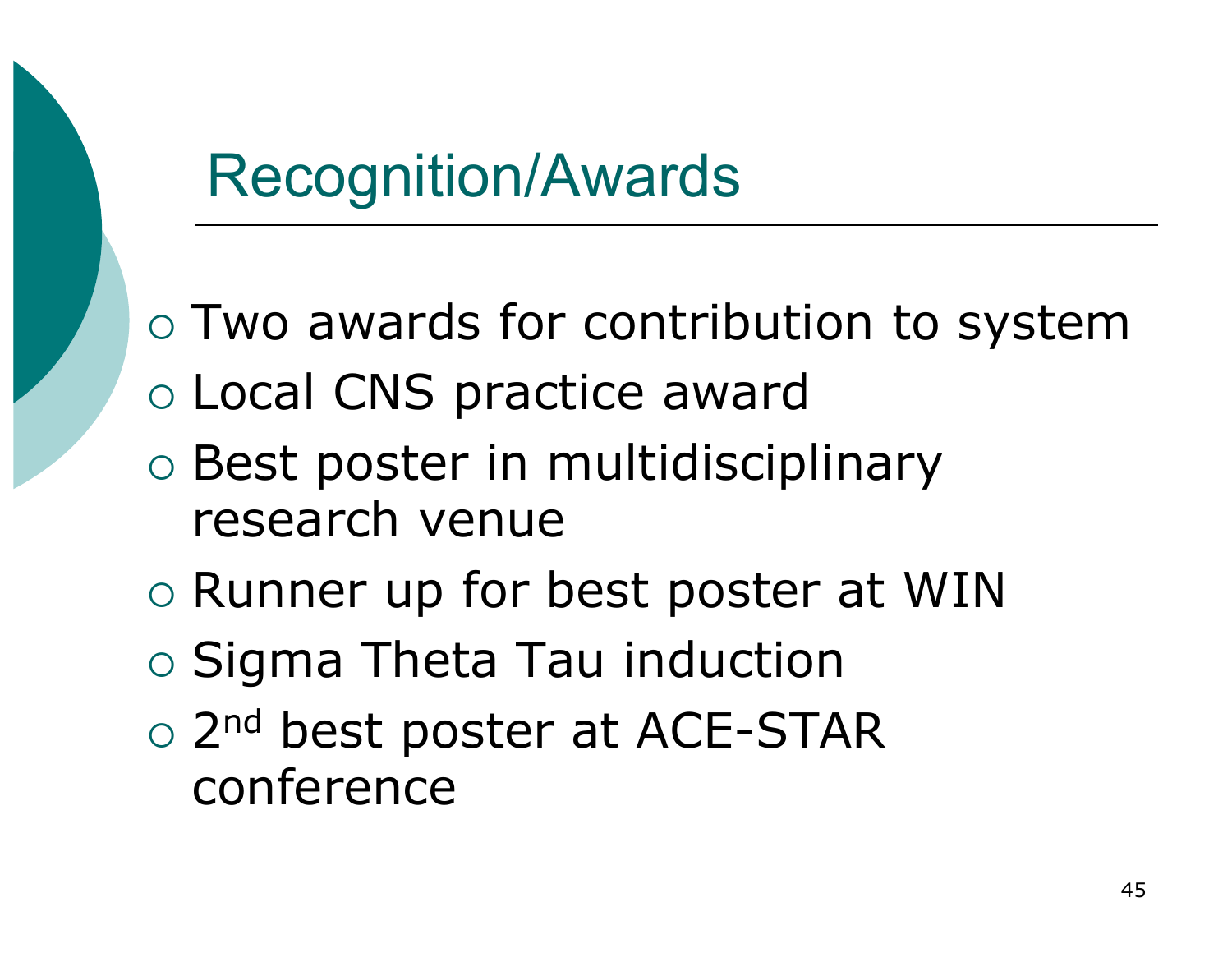# Recognition/Awards

- Two awards for contribution to system
- Local CNS practice award
- Best poster in multidisciplinary research venue
- Runner up for best poster at WIN
- Sigma Theta Tau induction
- 2nd best poster at ACE-STAR conference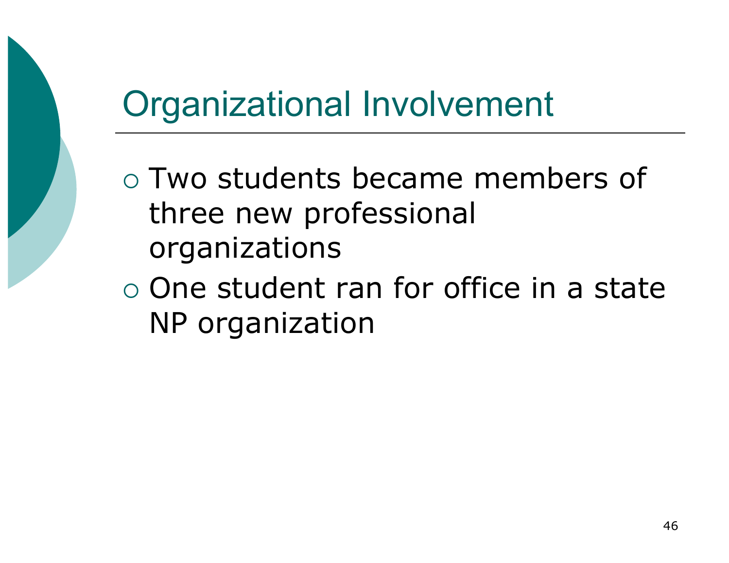# Organizational Involvement

- Two students became members of three new professional organizations
- One student ran for office in a state NP organization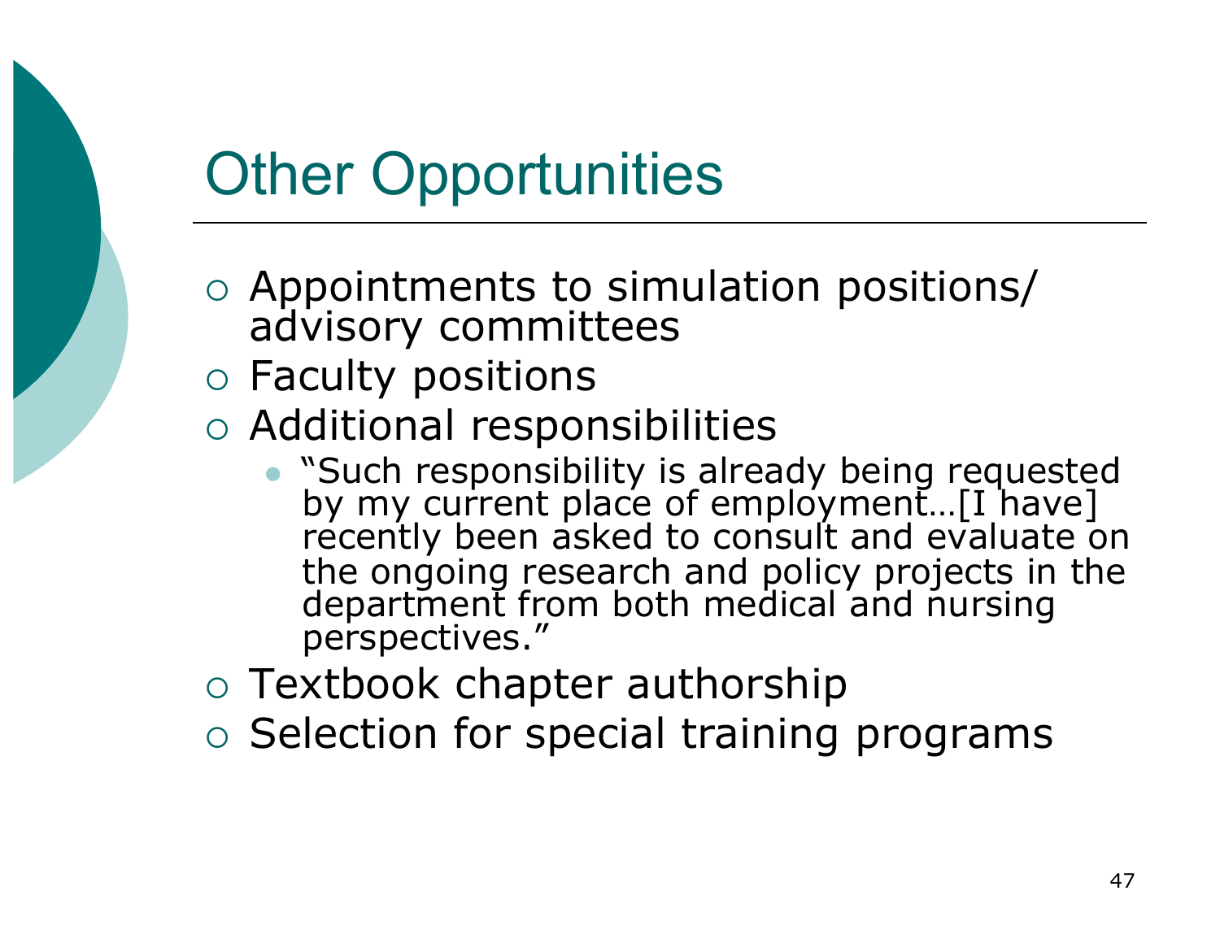# Other Opportunities

- Appointments to simulation positions/ advisory committees
- Faculty positions
- Additional responsibilities
  - "Such responsibility is already being requested by my current place of employment…[I have] recently been asked to consult and evaluate on the ongoing research and policy projects in the department from both medical and nursing perspectives."
- Textbook chapter authorship
- Selection for special training programs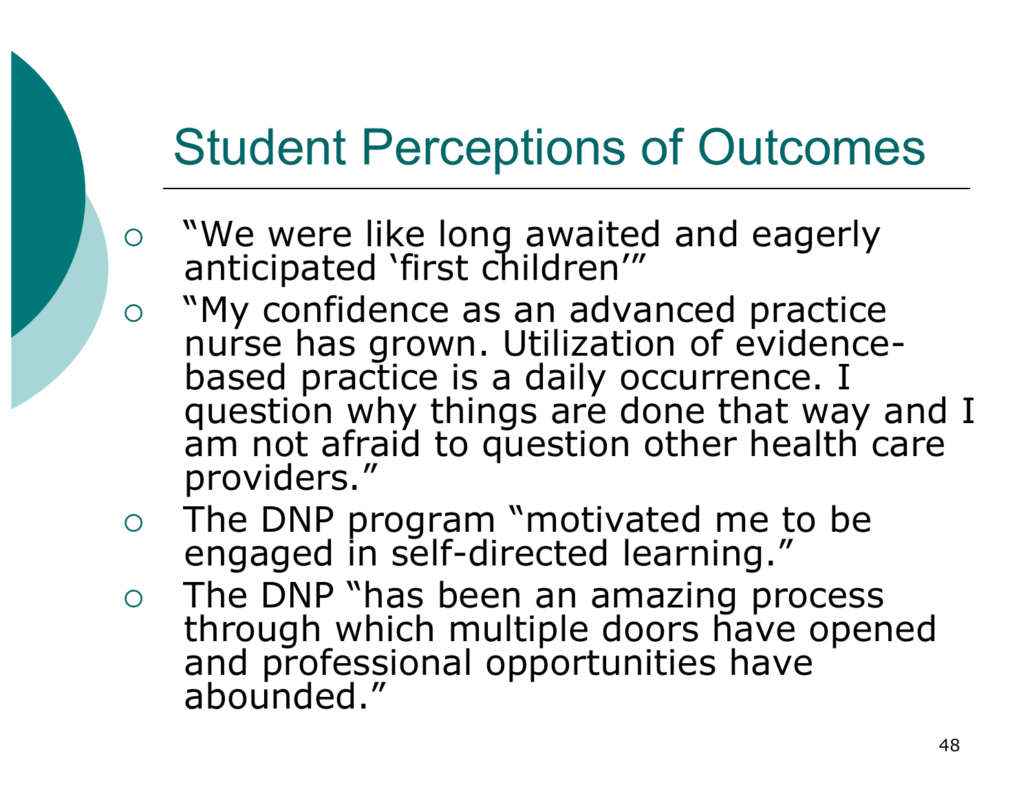# Student Perceptions of Outcomes

- "We were like long awaited and eagerly anticipated 'first children'"
- "My confidence as an advanced practice nurse has grown. Utilization of evidence-based practice is a daily occurrence. I question why things are done that way and I am not afraid to question other health care providers."
- The DNP program "motivated me to be engaged in self-directed learning."
- The DNP "has been an amazing process through which multiple doors have opened and professional opportunities have abounded."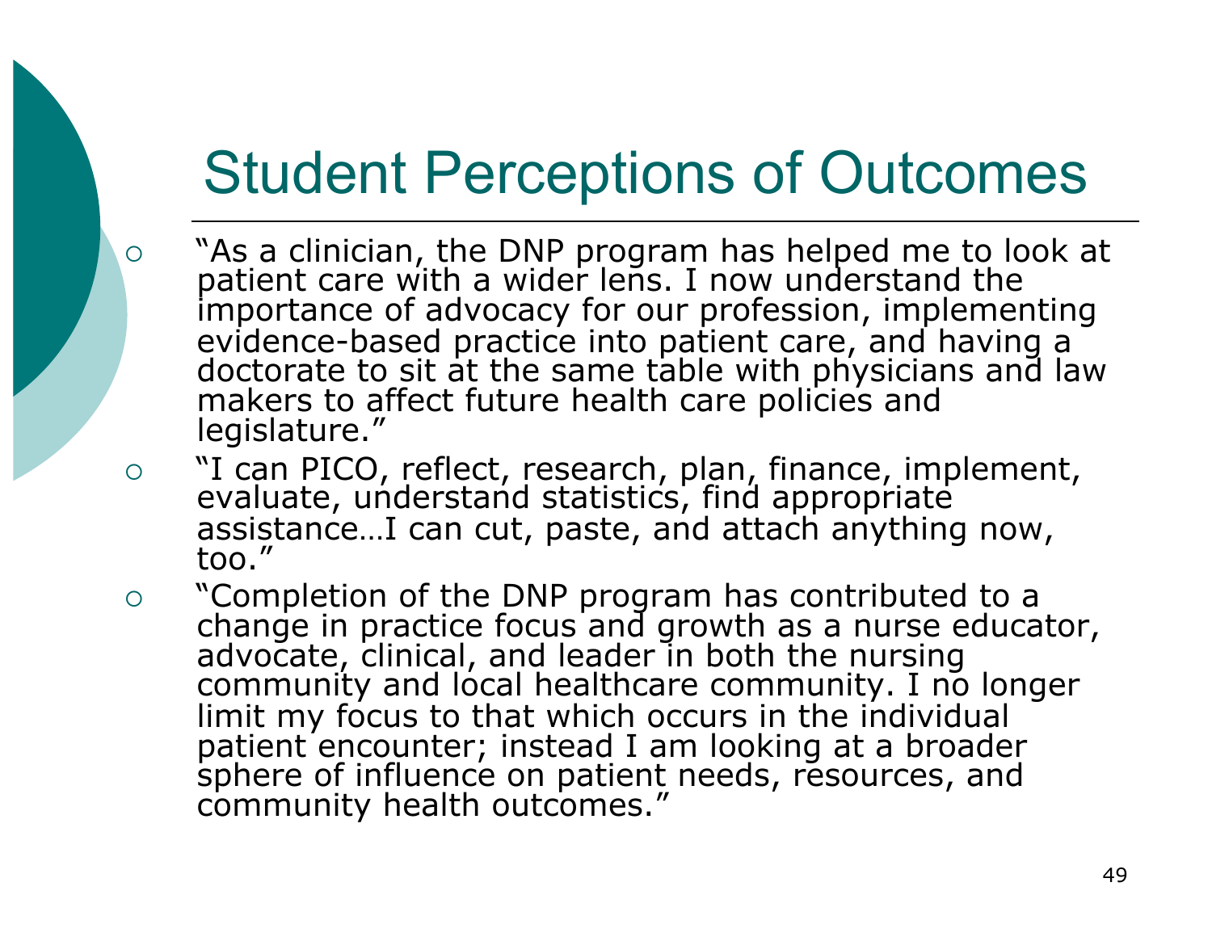# Student Perceptions of Outcomes

- "As a clinician, the DNP program has helped me to look at patient care with a wider lens. I now understand the importance of advocacy for our profession, implementing evidence-based practice into patient care, and having a doctorate to sit at the same table with physicians and law makers to affect future health care policies and legislature."
- "I can PICO, reflect, research, plan, finance, implement, evaluate, understand statistics, find appropriate assistance…I can cut, paste, and attach anything now, too."
- "Completion of the DNP program has contributed to a change in practice focus and growth as a nurse educator, advocate, clinical, and leader in both the nursing community and local healthcare community. I no longer limit my focus to that which occurs in the individual patient encounter; instead I am looking at a broader sphere of influence on patient needs, resources, and community health outcomes."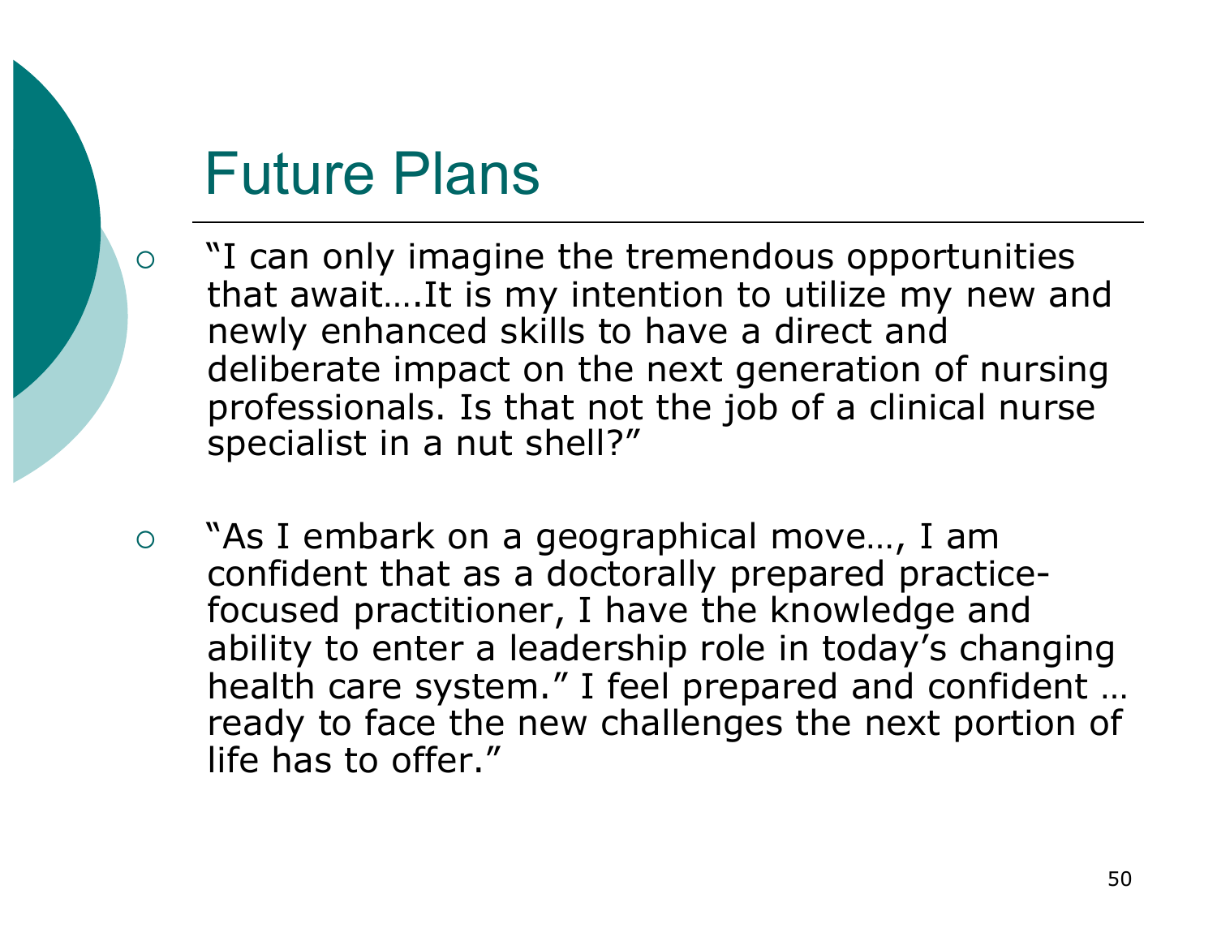# Future Plans

- "I can only imagine the tremendous opportunities that await….It is my intention to utilize my new and newly enhanced skills to have a direct and deliberate impact on the next generation of nursing professionals. Is that not the job of a clinical nurse specialist in a nut shell?"

- "As I embark on a geographical move…, I am confident that as a doctorally prepared practice-focused practitioner, I have the knowledge and ability to enter a leadership role in today's changing health care system." I feel prepared and confident … ready to face the new challenges the next portion of life has to offer."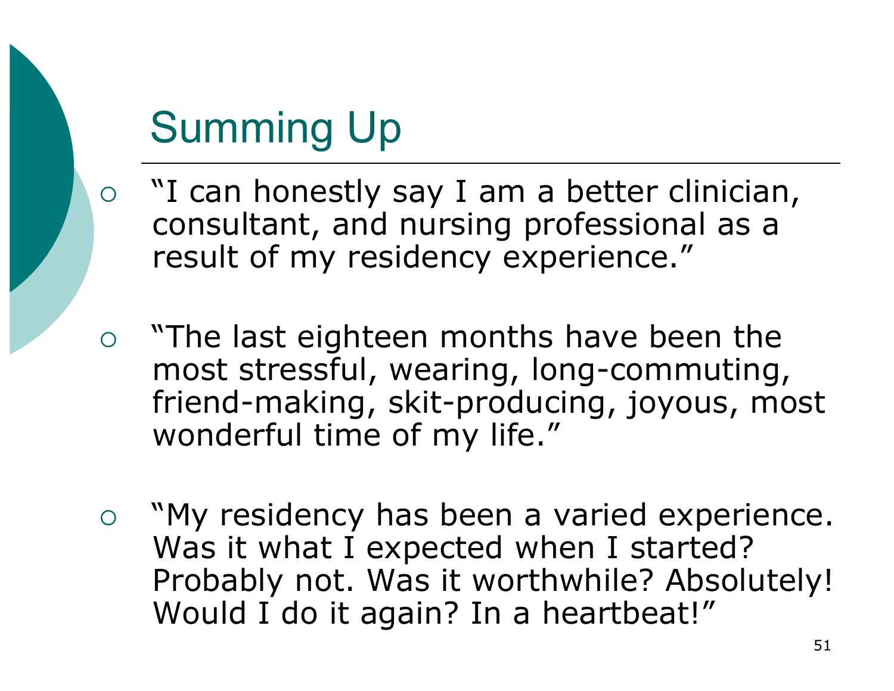# Summing Up

- "I can honestly say I am a better clinician, consultant, and nursing professional as a result of my residency experience."

- "The last eighteen months have been the most stressful, wearing, long-commuting, friend-making, skit-producing, joyous, most wonderful time of my life."

- "My residency has been a varied experience. Was it what I expected when I started? Probably not. Was it worthwhile? Absolutely! Would I do it again? In a heartbeat!"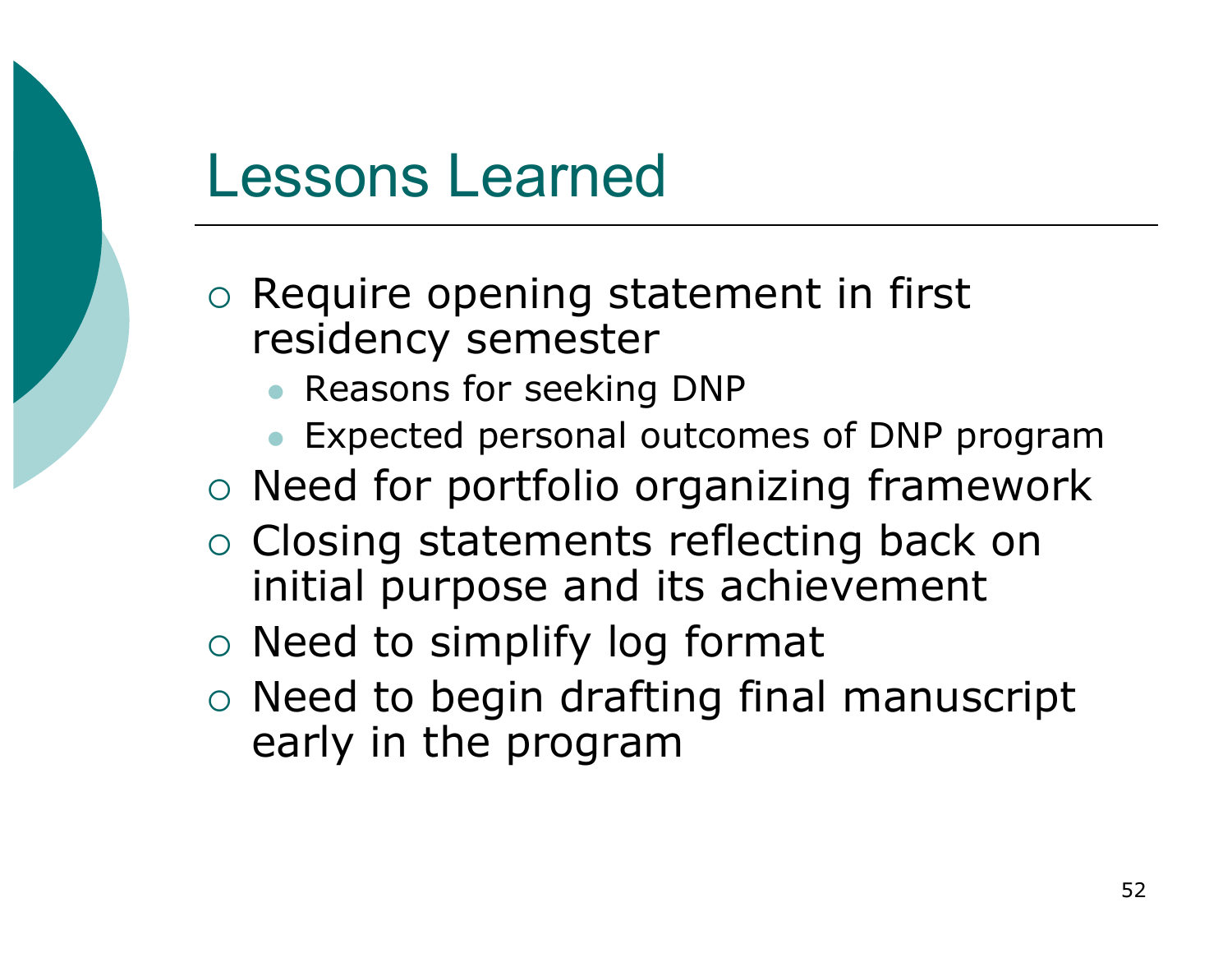# Lessons Learned

- Require opening statement in first residency semester
  - Reasons for seeking DNP
  - Expected personal outcomes of DNP program
- Need for portfolio organizing framework
- Closing statements reflecting back on initial purpose and its achievement
- Need to simplify log format
- Need to begin drafting final manuscript early in the program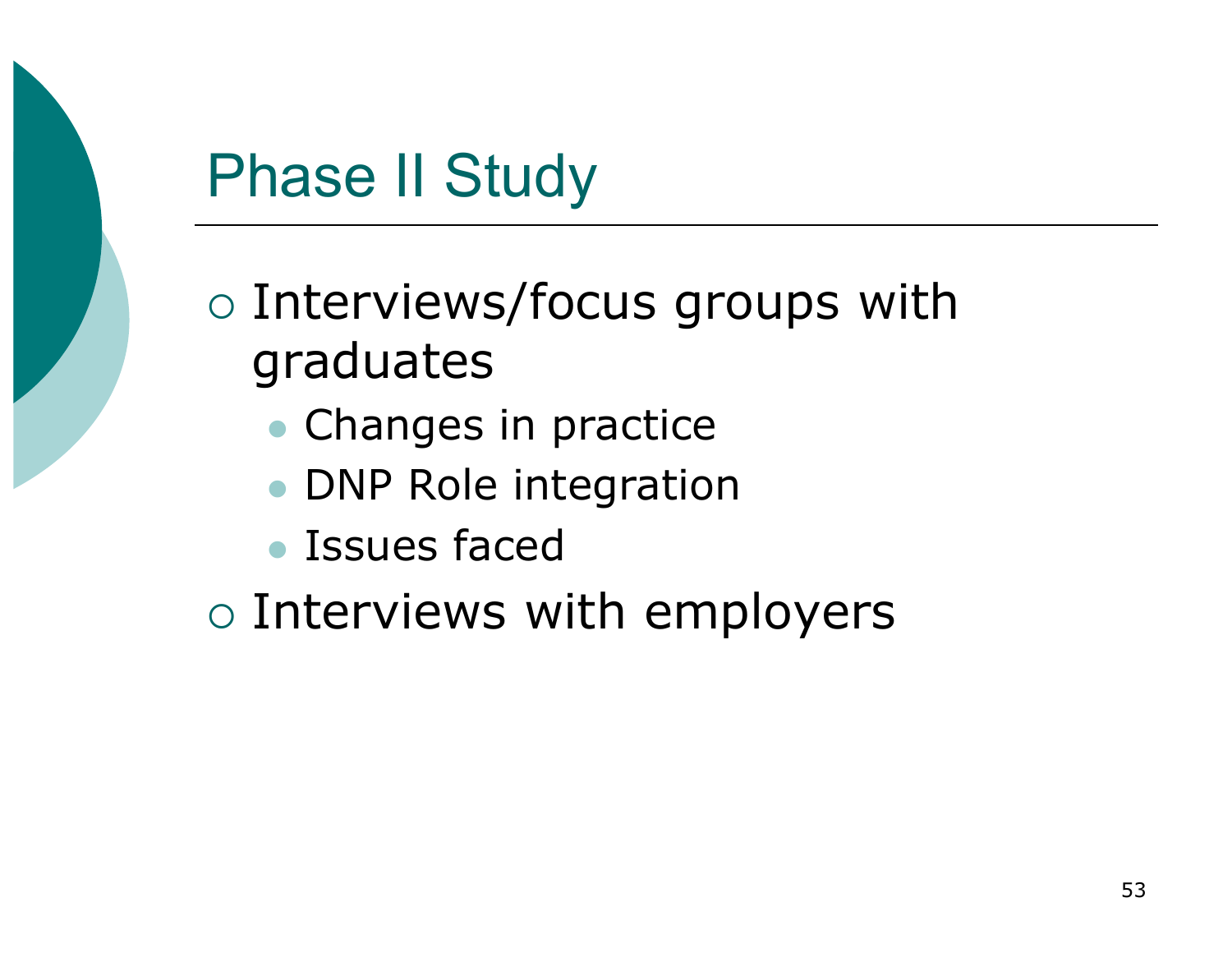# Phase II Study

- Interviews/focus groups with graduates
  - Changes in practice
  - DNP Role integration
  - Issues faced
- Interviews with employers